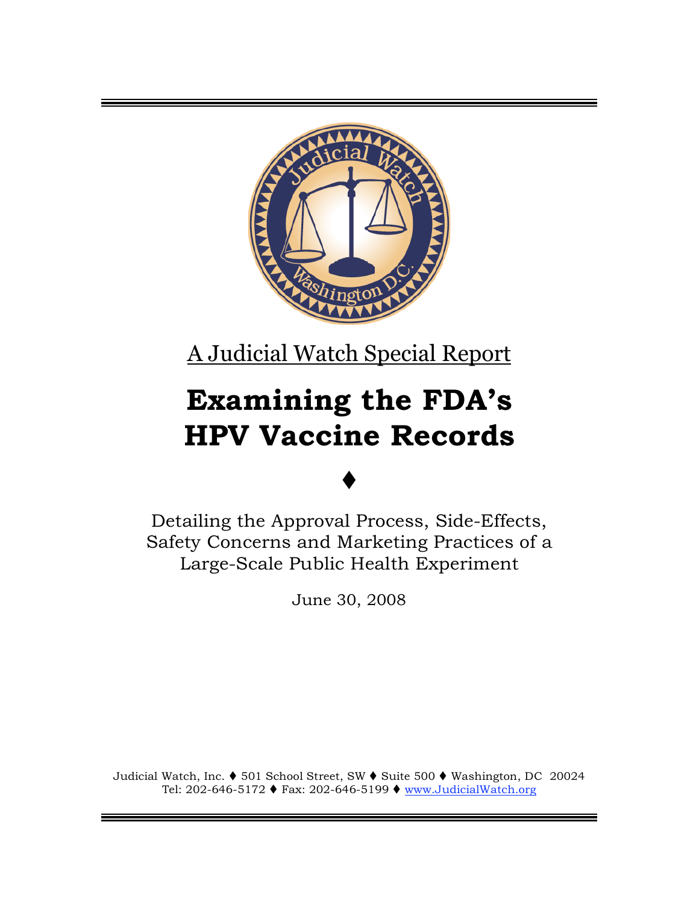A Judicial Watch Special Report

# Examining the FDA's HPV Vaccine Records

♦

Detailing the Approval Process, Side-Effects, Safety Concerns and Marketing Practices of a Large-Scale Public Health Experiment

June 30, 2008

Judicial Watch, Inc. ♦ 501 School Street, SW ♦ Suite 500 ♦ Washington, DC 20024
Tel: 202-646-5172 ♦ Fax: 202-646-5199 ♦ www.JudicialWatch.org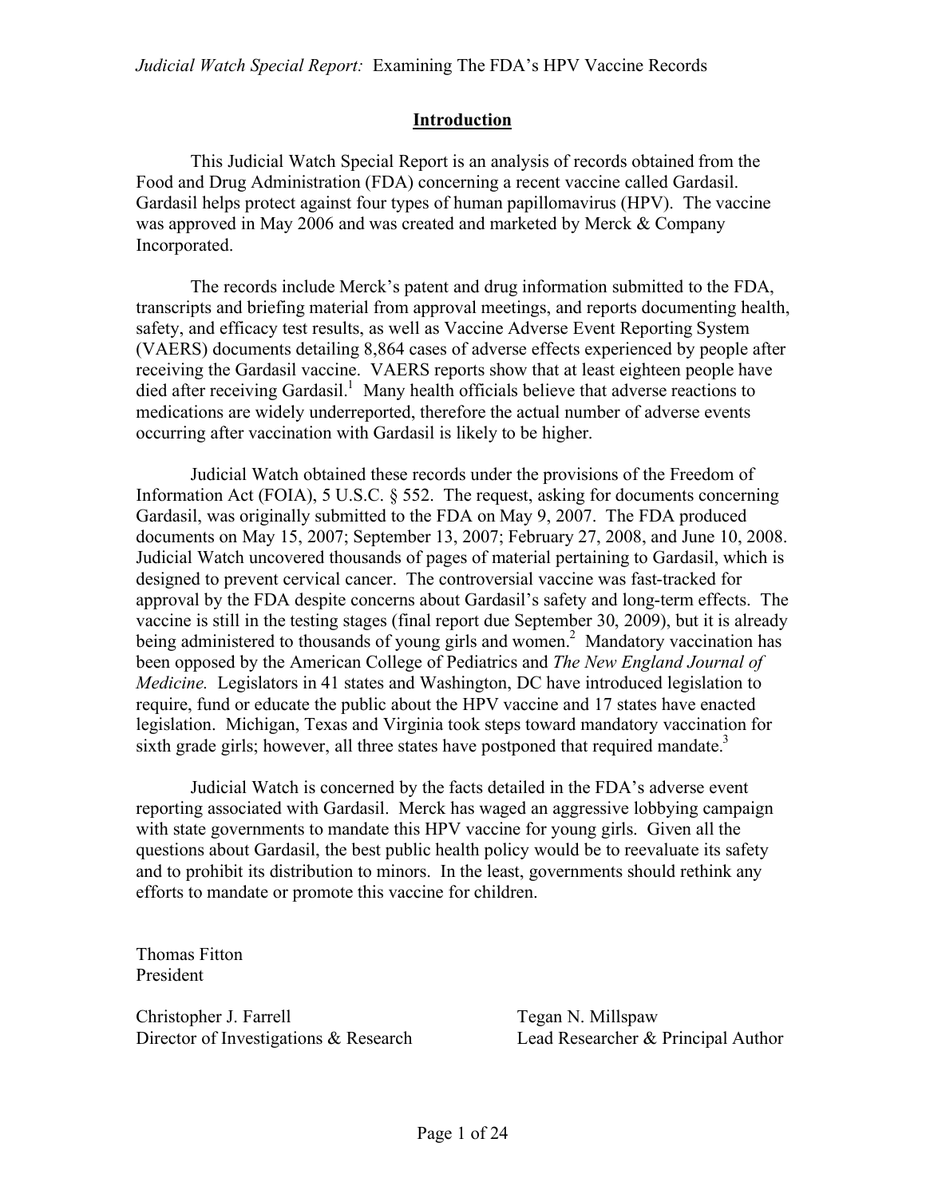## Introduction

This Judicial Watch Special Report is an analysis of records obtained from the Food and Drug Administration (FDA) concerning a recent vaccine called Gardasil. Gardasil helps protect against four types of human papillomavirus (HPV). The vaccine was approved in May 2006 and was created and marketed by Merck & Company Incorporated.

The records include Merck's patent and drug information submitted to the FDA, transcripts and briefing material from approval meetings, and reports documenting health, safety, and efficacy test results, as well as Vaccine Adverse Event Reporting System (VAERS) documents detailing 8,864 cases of adverse effects experienced by people after receiving the Gardasil vaccine. VAERS reports show that at least eighteen people have died after receiving Gardasil.[1] Many health officials believe that adverse reactions to medications are widely underreported, therefore the actual number of adverse events occurring after vaccination with Gardasil is likely to be higher.

Judicial Watch obtained these records under the provisions of the Freedom of Information Act (FOIA), 5 U.S.C. § 552. The request, asking for documents concerning Gardasil, was originally submitted to the FDA on May 9, 2007. The FDA produced documents on May 15, 2007; September 13, 2007; February 27, 2008, and June 10, 2008. Judicial Watch uncovered thousands of pages of material pertaining to Gardasil, which is designed to prevent cervical cancer. The controversial vaccine was fast-tracked for approval by the FDA despite concerns about Gardasil's safety and long-term effects. The vaccine is still in the testing stages (final report due September 30, 2009), but it is already being administered to thousands of young girls and women.[2] Mandatory vaccination has been opposed by the American College of Pediatrics and *The New England Journal of Medicine.* Legislators in 41 states and Washington, DC have introduced legislation to require, fund or educate the public about the HPV vaccine and 17 states have enacted legislation. Michigan, Texas and Virginia took steps toward mandatory vaccination for sixth grade girls; however, all three states have postponed that required mandate.[3]

Judicial Watch is concerned by the facts detailed in the FDA's adverse event reporting associated with Gardasil. Merck has waged an aggressive lobbying campaign with state governments to mandate this HPV vaccine for young girls. Given all the questions about Gardasil, the best public health policy would be to reevaluate its safety and to prohibit its distribution to minors. In the least, governments should rethink any efforts to mandate or promote this vaccine for children.

Thomas Fitton
President

Christopher J. Farrell
Director of Investigations & Research

Tegan N. Millspaw
Lead Researcher & Principal Author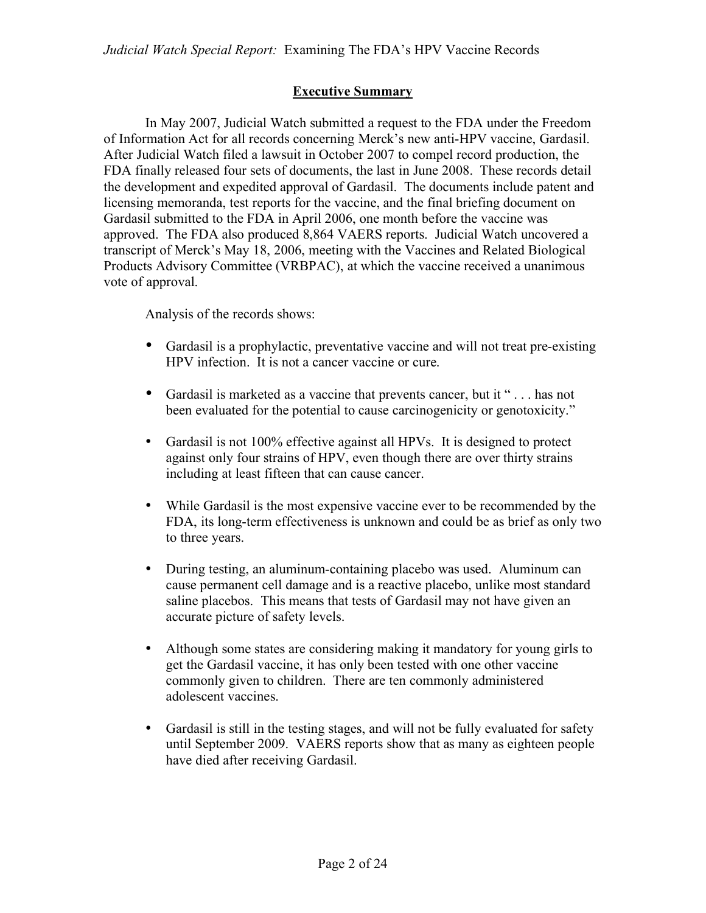## Executive Summary

In May 2007, Judicial Watch submitted a request to the FDA under the Freedom of Information Act for all records concerning Merck's new anti-HPV vaccine, Gardasil. After Judicial Watch filed a lawsuit in October 2007 to compel record production, the FDA finally released four sets of documents, the last in June 2008. These records detail the development and expedited approval of Gardasil. The documents include patent and licensing memoranda, test reports for the vaccine, and the final briefing document on Gardasil submitted to the FDA in April 2006, one month before the vaccine was approved. The FDA also produced 8,864 VAERS reports. Judicial Watch uncovered a transcript of Merck's May 18, 2006, meeting with the Vaccines and Related Biological Products Advisory Committee (VRBPAC), at which the vaccine received a unanimous vote of approval.

Analysis of the records shows:

- Gardasil is a prophylactic, preventative vaccine and will not treat pre-existing HPV infection. It is not a cancer vaccine or cure.
- Gardasil is marketed as a vaccine that prevents cancer, but it " . . . has not been evaluated for the potential to cause carcinogenicity or genotoxicity."
- Gardasil is not 100% effective against all HPVs. It is designed to protect against only four strains of HPV, even though there are over thirty strains including at least fifteen that can cause cancer.
- While Gardasil is the most expensive vaccine ever to be recommended by the FDA, its long-term effectiveness is unknown and could be as brief as only two to three years.
- During testing, an aluminum-containing placebo was used. Aluminum can cause permanent cell damage and is a reactive placebo, unlike most standard saline placebos. This means that tests of Gardasil may not have given an accurate picture of safety levels.
- Although some states are considering making it mandatory for young girls to get the Gardasil vaccine, it has only been tested with one other vaccine commonly given to children. There are ten commonly administered adolescent vaccines.
- Gardasil is still in the testing stages, and will not be fully evaluated for safety until September 2009. VAERS reports show that as many as eighteen people have died after receiving Gardasil.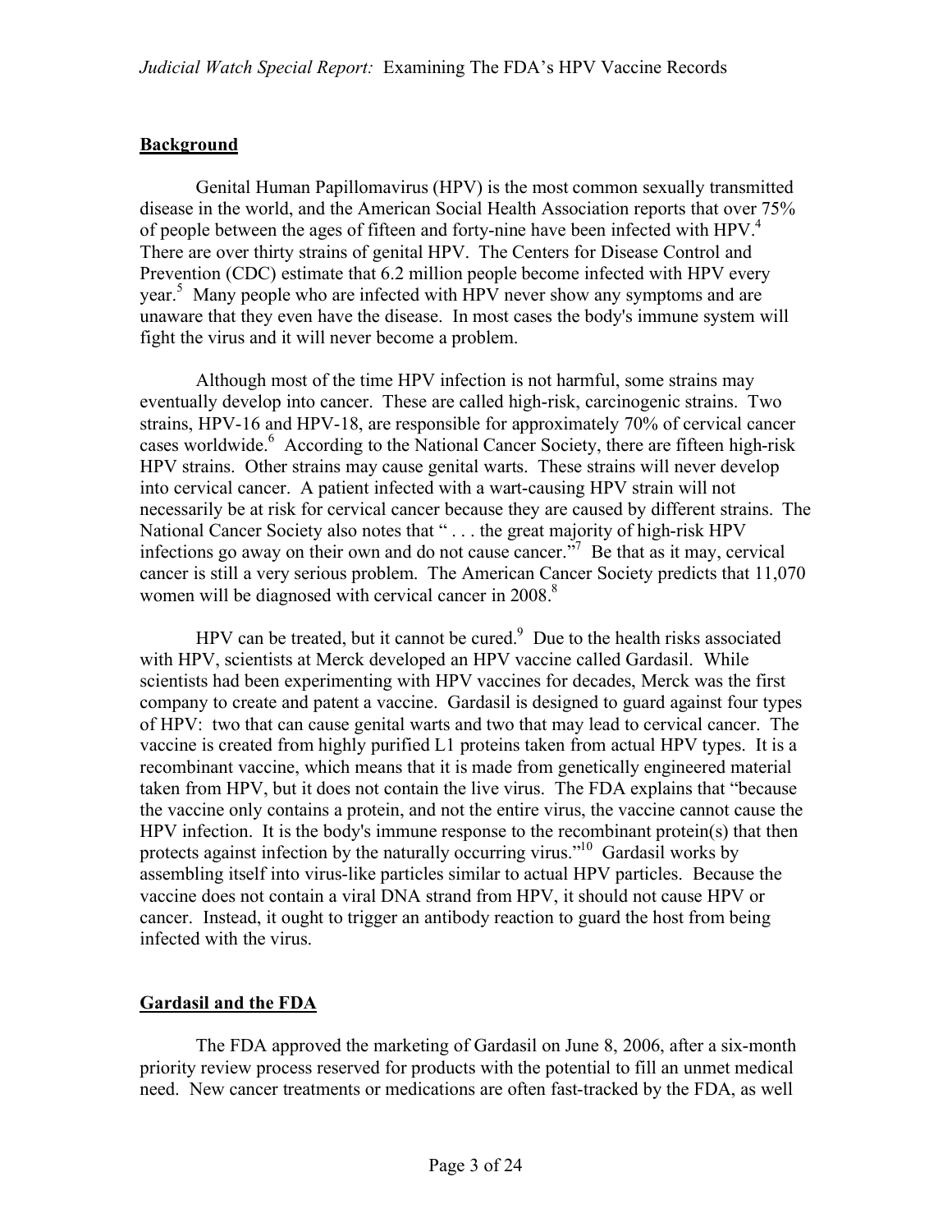## **Background**

Genital Human Papillomavirus (HPV) is the most common sexually transmitted disease in the world, and the American Social Health Association reports that over 75% of people between the ages of fifteen and forty-nine have been infected with HPV.[4] There are over thirty strains of genital HPV. The Centers for Disease Control and Prevention (CDC) estimate that 6.2 million people become infected with HPV every year.[5] Many people who are infected with HPV never show any symptoms and are unaware that they even have the disease. In most cases the body's immune system will fight the virus and it will never become a problem.

Although most of the time HPV infection is not harmful, some strains may eventually develop into cancer. These are called high-risk, carcinogenic strains. Two strains, HPV-16 and HPV-18, are responsible for approximately 70% of cervical cancer cases worldwide.[6] According to the National Cancer Society, there are fifteen high-risk HPV strains. Other strains may cause genital warts. These strains will never develop into cervical cancer. A patient infected with a wart-causing HPV strain will not necessarily be at risk for cervical cancer because they are caused by different strains. The National Cancer Society also notes that " . . . the great majority of high-risk HPV infections go away on their own and do not cause cancer."[7] Be that as it may, cervical cancer is still a very serious problem. The American Cancer Society predicts that 11,070 women will be diagnosed with cervical cancer in 2008.[8]

HPV can be treated, but it cannot be cured.[9] Due to the health risks associated with HPV, scientists at Merck developed an HPV vaccine called Gardasil. While scientists had been experimenting with HPV vaccines for decades, Merck was the first company to create and patent a vaccine. Gardasil is designed to guard against four types of HPV: two that can cause genital warts and two that may lead to cervical cancer. The vaccine is created from highly purified L1 proteins taken from actual HPV types. It is a recombinant vaccine, which means that it is made from genetically engineered material taken from HPV, but it does not contain the live virus. The FDA explains that "because the vaccine only contains a protein, and not the entire virus, the vaccine cannot cause the HPV infection. It is the body's immune response to the recombinant protein(s) that then protects against infection by the naturally occurring virus."[10] Gardasil works by assembling itself into virus-like particles similar to actual HPV particles. Because the vaccine does not contain a viral DNA strand from HPV, it should not cause HPV or cancer. Instead, it ought to trigger an antibody reaction to guard the host from being infected with the virus.

## **Gardasil and the FDA**

The FDA approved the marketing of Gardasil on June 8, 2006, after a six-month priority review process reserved for products with the potential to fill an unmet medical need. New cancer treatments or medications are often fast-tracked by the FDA, as well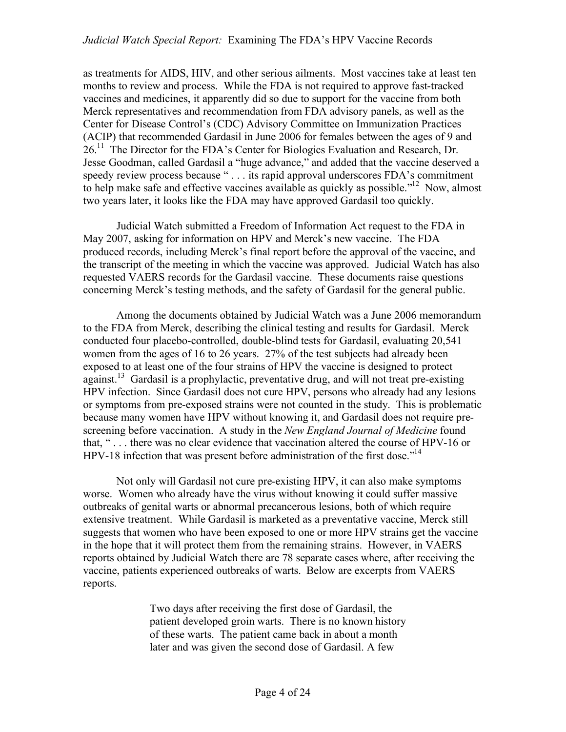as treatments for AIDS, HIV, and other serious ailments. Most vaccines take at least ten months to review and process. While the FDA is not required to approve fast-tracked vaccines and medicines, it apparently did so due to support for the vaccine from both Merck representatives and recommendation from FDA advisory panels, as well as the Center for Disease Control's (CDC) Advisory Committee on Immunization Practices (ACIP) that recommended Gardasil in June 2006 for females between the ages of 9 and 26.[11] The Director for the FDA's Center for Biologics Evaluation and Research, Dr. Jesse Goodman, called Gardasil a "huge advance," and added that the vaccine deserved a speedy review process because " . . . its rapid approval underscores FDA's commitment to help make safe and effective vaccines available as quickly as possible."[12] Now, almost two years later, it looks like the FDA may have approved Gardasil too quickly.

Judicial Watch submitted a Freedom of Information Act request to the FDA in May 2007, asking for information on HPV and Merck's new vaccine. The FDA produced records, including Merck's final report before the approval of the vaccine, and the transcript of the meeting in which the vaccine was approved. Judicial Watch has also requested VAERS records for the Gardasil vaccine. These documents raise questions concerning Merck's testing methods, and the safety of Gardasil for the general public.

Among the documents obtained by Judicial Watch was a June 2006 memorandum to the FDA from Merck, describing the clinical testing and results for Gardasil. Merck conducted four placebo-controlled, double-blind tests for Gardasil, evaluating 20,541 women from the ages of 16 to 26 years. 27% of the test subjects had already been exposed to at least one of the four strains of HPV the vaccine is designed to protect against.[13] Gardasil is a prophylactic, preventative drug, and will not treat pre-existing HPV infection. Since Gardasil does not cure HPV, persons who already had any lesions or symptoms from pre-exposed strains were not counted in the study. This is problematic because many women have HPV without knowing it, and Gardasil does not require pre-screening before vaccination. A study in the *New England Journal of Medicine* found that, " . . . there was no clear evidence that vaccination altered the course of HPV-16 or HPV-18 infection that was present before administration of the first dose."[14]

Not only will Gardasil not cure pre-existing HPV, it can also make symptoms worse. Women who already have the virus without knowing it could suffer massive outbreaks of genital warts or abnormal precancerous lesions, both of which require extensive treatment. While Gardasil is marketed as a preventative vaccine, Merck still suggests that women who have been exposed to one or more HPV strains get the vaccine in the hope that it will protect them from the remaining strains. However, in VAERS reports obtained by Judicial Watch there are 78 separate cases where, after receiving the vaccine, patients experienced outbreaks of warts. Below are excerpts from VAERS reports.

> Two days after receiving the first dose of Gardasil, the patient developed groin warts. There is no known history of these warts. The patient came back in about a month later and was given the second dose of Gardasil. A few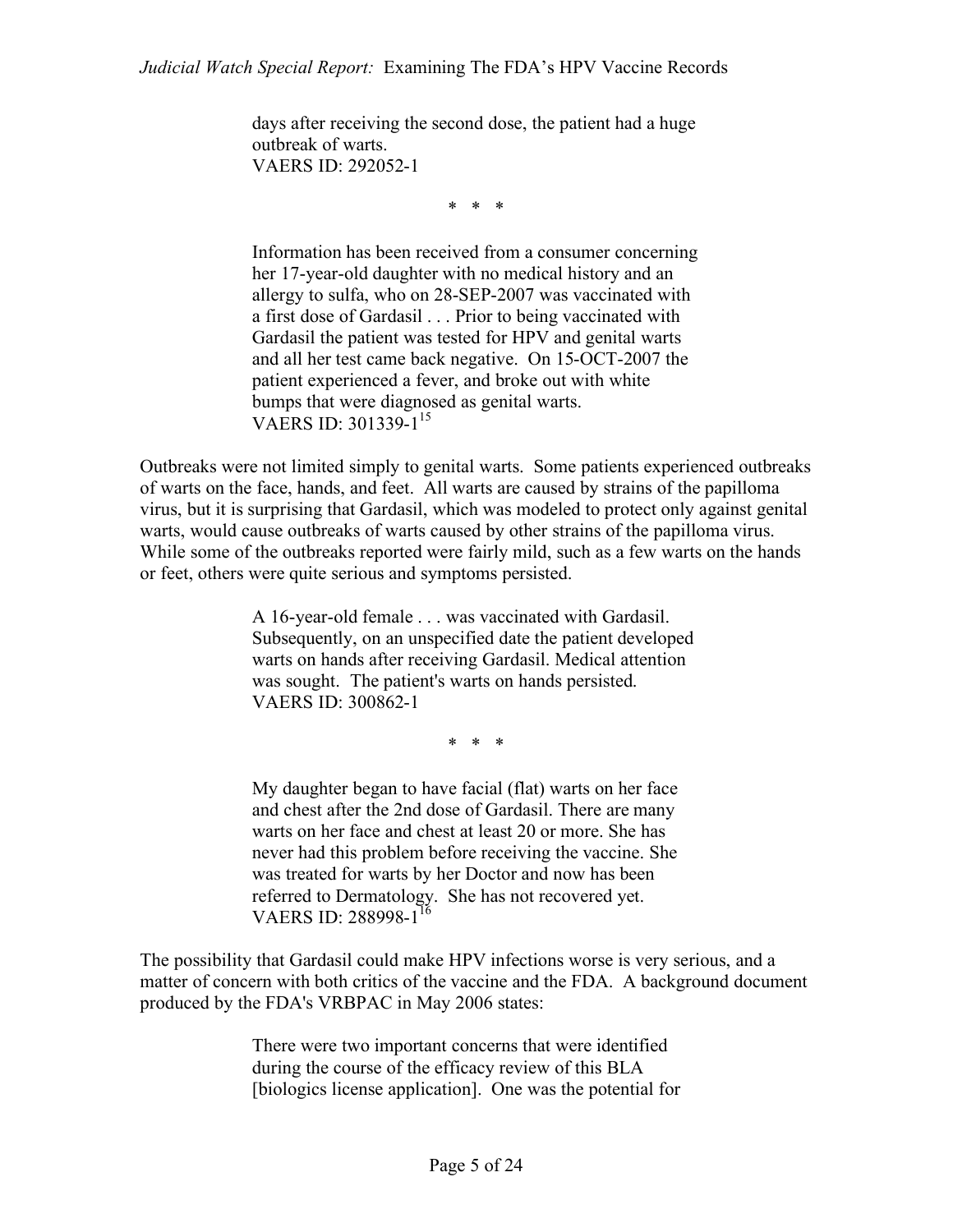> days after receiving the second dose, the patient had a huge outbreak of warts.
> VAERS ID: 292052-1

* * *

> Information has been received from a consumer concerning her 17-year-old daughter with no medical history and an allergy to sulfa, who on 28-SEP-2007 was vaccinated with a first dose of Gardasil . . . Prior to being vaccinated with Gardasil the patient was tested for HPV and genital warts and all her test came back negative. On 15-OCT-2007 the patient experienced a fever, and broke out with white bumps that were diagnosed as genital warts.
> VAERS ID: 301339-1[15]

Outbreaks were not limited simply to genital warts. Some patients experienced outbreaks of warts on the face, hands, and feet. All warts are caused by strains of the papilloma virus, but it is surprising that Gardasil, which was modeled to protect only against genital warts, would cause outbreaks of warts caused by other strains of the papilloma virus. While some of the outbreaks reported were fairly mild, such as a few warts on the hands or feet, others were quite serious and symptoms persisted.

> A 16-year-old female . . . was vaccinated with Gardasil. Subsequently, on an unspecified date the patient developed warts on hands after receiving Gardasil. Medical attention was sought. The patient's warts on hands persisted.
> VAERS ID: 300862-1

* * *

> My daughter began to have facial (flat) warts on her face and chest after the 2nd dose of Gardasil. There are many warts on her face and chest at least 20 or more. She has never had this problem before receiving the vaccine. She was treated for warts by her Doctor and now has been referred to Dermatology. She has not recovered yet.
> VAERS ID: 288998-1[16]

The possibility that Gardasil could make HPV infections worse is very serious, and a matter of concern with both critics of the vaccine and the FDA. A background document produced by the FDA's VRBPAC in May 2006 states:

> There were two important concerns that were identified during the course of the efficacy review of this BLA [biologics license application]. One was the potential for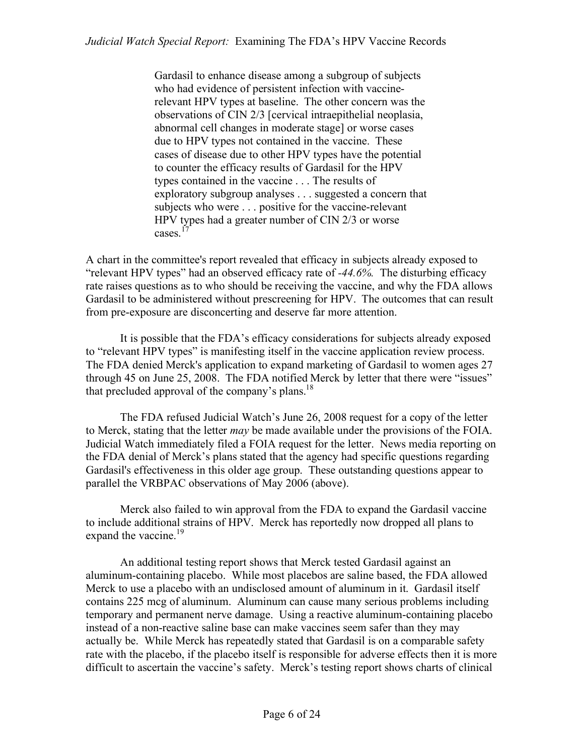> Gardasil to enhance disease among a subgroup of subjects who had evidence of persistent infection with vaccine-relevant HPV types at baseline. The other concern was the observations of CIN 2/3 [cervical intraepithelial neoplasia, abnormal cell changes in moderate stage] or worse cases due to HPV types not contained in the vaccine. These cases of disease due to other HPV types have the potential to counter the efficacy results of Gardasil for the HPV types contained in the vaccine . . . The results of exploratory subgroup analyses . . . suggested a concern that subjects who were . . . positive for the vaccine-relevant HPV types had a greater number of CIN 2/3 or worse cases.[17]

A chart in the committee's report revealed that efficacy in subjects already exposed to "relevant HPV types" had an observed efficacy rate of *-44.6%.* The disturbing efficacy rate raises questions as to who should be receiving the vaccine, and why the FDA allows Gardasil to be administered without prescreening for HPV. The outcomes that can result from pre-exposure are disconcerting and deserve far more attention.

It is possible that the FDA's efficacy considerations for subjects already exposed to "relevant HPV types" is manifesting itself in the vaccine application review process. The FDA denied Merck's application to expand marketing of Gardasil to women ages 27 through 45 on June 25, 2008. The FDA notified Merck by letter that there were "issues" that precluded approval of the company's plans.[18]

The FDA refused Judicial Watch's June 26, 2008 request for a copy of the letter to Merck, stating that the letter *may* be made available under the provisions of the FOIA. Judicial Watch immediately filed a FOIA request for the letter. News media reporting on the FDA denial of Merck's plans stated that the agency had specific questions regarding Gardasil's effectiveness in this older age group. These outstanding questions appear to parallel the VRBPAC observations of May 2006 (above).

Merck also failed to win approval from the FDA to expand the Gardasil vaccine to include additional strains of HPV. Merck has reportedly now dropped all plans to expand the vaccine.[19]

An additional testing report shows that Merck tested Gardasil against an aluminum-containing placebo. While most placebos are saline based, the FDA allowed Merck to use a placebo with an undisclosed amount of aluminum in it. Gardasil itself contains 225 mcg of aluminum. Aluminum can cause many serious problems including temporary and permanent nerve damage. Using a reactive aluminum-containing placebo instead of a non-reactive saline base can make vaccines seem safer than they may actually be. While Merck has repeatedly stated that Gardasil is on a comparable safety rate with the placebo, if the placebo itself is responsible for adverse effects then it is more difficult to ascertain the vaccine's safety. Merck's testing report shows charts of clinical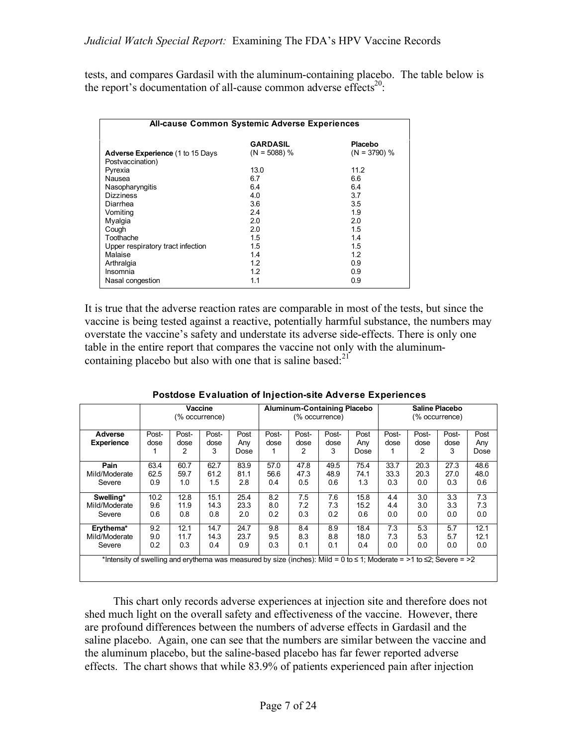tests, and compares Gardasil with the aluminum-containing placebo. The table below is the report's documentation of all-cause common adverse effects[20]:

| All-cause Common Systemic Adverse Experiences | | |
|---|---|---|
| **Adverse Experience** (1 to 15 Days Postvaccination) | **GARDASIL** (N = 5088) % | **Placebo** (N = 3790) % |
| Pyrexia | 13.0 | 11.2 |
| Nausea | 6.7 | 6.6 |
| Nasopharyngitis | 6.4 | 6.4 |
| Dizziness | 4.0 | 3.7 |
| Diarrhea | 3.6 | 3.5 |
| Vomiting | 2.4 | 1.9 |
| Myalgia | 2.0 | 2.0 |
| Cough | 2.0 | 1.5 |
| Toothache | 1.5 | 1.4 |
| Upper respiratory tract infection | 1.5 | 1.5 |
| Malaise | 1.4 | 1.2 |
| Arthralgia | 1.2 | 0.9 |
| Insomnia | 1.2 | 0.9 |
| Nasal congestion | 1.1 | 0.9 |

It is true that the adverse reaction rates are comparable in most of the tests, but since the vaccine is being tested against a reactive, potentially harmful substance, the numbers may overstate the vaccine's safety and understate its adverse side-effects. There is only one table in the entire report that compares the vaccine not only with the aluminum-containing placebo but also with one that is saline based:[21]

**Postdose Evaluation of Injection-site Adverse Experiences**

| | Vaccine (% occurrence) | | | | Aluminum-Containing Placebo (% occurrence) | | | | Saline Placebo (% occurrence) | | | |
|---|---|---|---|---|---|---|---|---|---|---|---|---|
| **Adverse Experience** | Post-dose 1 | Post-dose 2 | Post-dose 3 | Post Any Dose | Post-dose 1 | Post-dose 2 | Post-dose 3 | Post Any Dose | Post-dose 1 | Post-dose 2 | Post-dose 3 | Post Any Dose |
| **Pain** | 63.4 | 60.7 | 62.7 | 83.9 | 57.0 | 47.8 | 49.5 | 75.4 | 33.7 | 20.3 | 27.3 | 48.6 |
| Mild/Moderate | 62.5 | 59.7 | 61.2 | 81.1 | 56.6 | 47.3 | 48.9 | 74.1 | 33.3 | 20.3 | 27.0 | 48.0 |
| Severe | 0.9 | 1.0 | 1.5 | 2.8 | 0.4 | 0.5 | 0.6 | 1.3 | 0.3 | 0.0 | 0.3 | 0.6 |
| **Swelling*** | 10.2 | 12.8 | 15.1 | 25.4 | 8.2 | 7.5 | 7.6 | 15.8 | 4.4 | 3.0 | 3.3 | 7.3 |
| Mild/Moderate | 9.6 | 11.9 | 14.3 | 23.3 | 8.0 | 7.2 | 7.3 | 15.2 | 4.4 | 3.0 | 3.3 | 7.3 |
| Severe | 0.6 | 0.8 | 0.8 | 2.0 | 0.2 | 0.3 | 0.2 | 0.6 | 0.0 | 0.0 | 0.0 | 0.0 |
| **Erythema*** | 9.2 | 12.1 | 14.7 | 24.7 | 9.8 | 8.4 | 8.9 | 18.4 | 7.3 | 5.3 | 5.7 | 12.1 |
| Mild/Moderate | 9.0 | 11.7 | 14.3 | 23.7 | 9.5 | 8.3 | 8.8 | 18.0 | 7.3 | 5.3 | 5.7 | 12.1 |
| Severe | 0.2 | 0.3 | 0.4 | 0.9 | 0.3 | 0.1 | 0.1 | 0.4 | 0.0 | 0.0 | 0.0 | 0.0 |

*Intensity of swelling and erythema was measured by size (inches): Mild = 0 to ≤ 1; Moderate = >1 to ≤2; Severe = >2

This chart only records adverse experiences at injection site and therefore does not shed much light on the overall safety and effectiveness of the vaccine. However, there are profound differences between the numbers of adverse effects in Gardasil and the saline placebo. Again, one can see that the numbers are similar between the vaccine and the aluminum placebo, but the saline-based placebo has far fewer reported adverse effects. The chart shows that while 83.9% of patients experienced pain after injection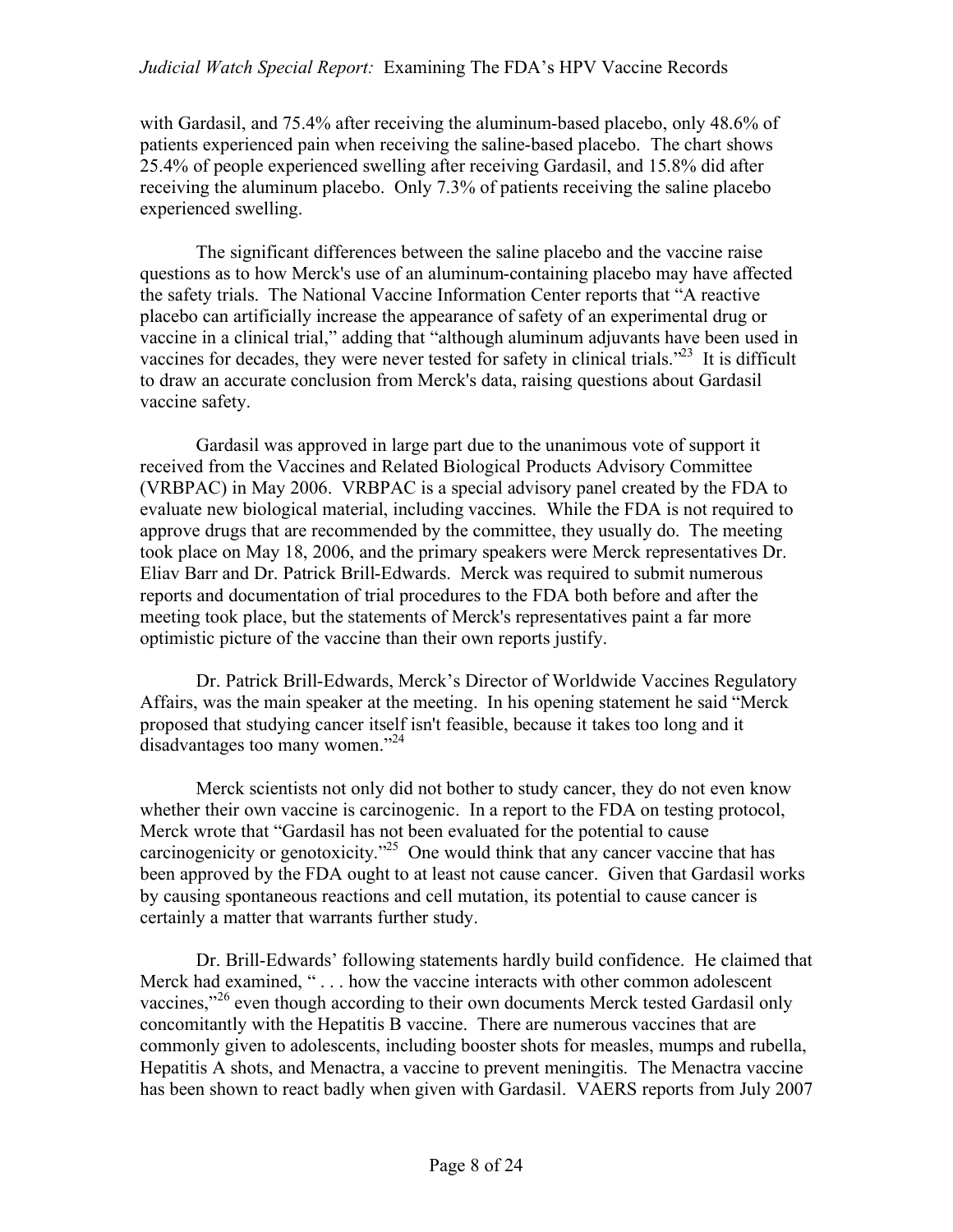with Gardasil, and 75.4% after receiving the aluminum-based placebo, only 48.6% of patients experienced pain when receiving the saline-based placebo. The chart shows 25.4% of people experienced swelling after receiving Gardasil, and 15.8% did after receiving the aluminum placebo. Only 7.3% of patients receiving the saline placebo experienced swelling.

The significant differences between the saline placebo and the vaccine raise questions as to how Merck's use of an aluminum-containing placebo may have affected the safety trials. The National Vaccine Information Center reports that "A reactive placebo can artificially increase the appearance of safety of an experimental drug or vaccine in a clinical trial," adding that "although aluminum adjuvants have been used in vaccines for decades, they were never tested for safety in clinical trials."[23] It is difficult to draw an accurate conclusion from Merck's data, raising questions about Gardasil vaccine safety.

Gardasil was approved in large part due to the unanimous vote of support it received from the Vaccines and Related Biological Products Advisory Committee (VRBPAC) in May 2006. VRBPAC is a special advisory panel created by the FDA to evaluate new biological material, including vaccines. While the FDA is not required to approve drugs that are recommended by the committee, they usually do. The meeting took place on May 18, 2006, and the primary speakers were Merck representatives Dr. Eliav Barr and Dr. Patrick Brill-Edwards. Merck was required to submit numerous reports and documentation of trial procedures to the FDA both before and after the meeting took place, but the statements of Merck's representatives paint a far more optimistic picture of the vaccine than their own reports justify.

Dr. Patrick Brill-Edwards, Merck's Director of Worldwide Vaccines Regulatory Affairs, was the main speaker at the meeting. In his opening statement he said "Merck proposed that studying cancer itself isn't feasible, because it takes too long and it disadvantages too many women."[24]

Merck scientists not only did not bother to study cancer, they do not even know whether their own vaccine is carcinogenic. In a report to the FDA on testing protocol, Merck wrote that "Gardasil has not been evaluated for the potential to cause carcinogenicity or genotoxicity."[25] One would think that any cancer vaccine that has been approved by the FDA ought to at least not cause cancer. Given that Gardasil works by causing spontaneous reactions and cell mutation, its potential to cause cancer is certainly a matter that warrants further study.

Dr. Brill-Edwards' following statements hardly build confidence. He claimed that Merck had examined, " . . . how the vaccine interacts with other common adolescent vaccines,"[26] even though according to their own documents Merck tested Gardasil only concomitantly with the Hepatitis B vaccine. There are numerous vaccines that are commonly given to adolescents, including booster shots for measles, mumps and rubella, Hepatitis A shots, and Menactra, a vaccine to prevent meningitis. The Menactra vaccine has been shown to react badly when given with Gardasil. VAERS reports from July 2007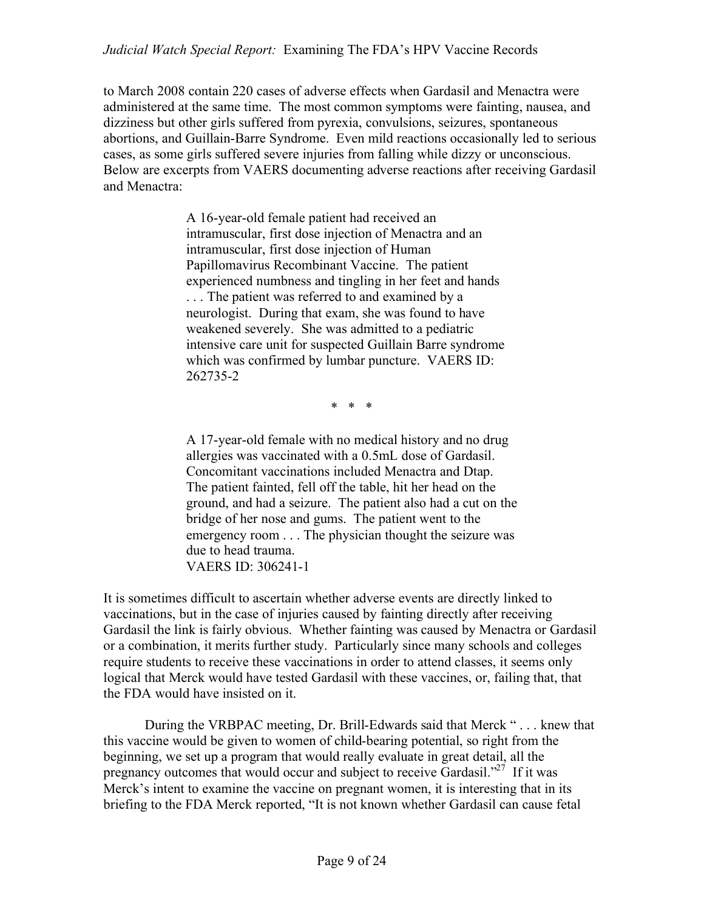to March 2008 contain 220 cases of adverse effects when Gardasil and Menactra were administered at the same time. The most common symptoms were fainting, nausea, and dizziness but other girls suffered from pyrexia, convulsions, seizures, spontaneous abortions, and Guillain-Barre Syndrome. Even mild reactions occasionally led to serious cases, as some girls suffered severe injuries from falling while dizzy or unconscious. Below are excerpts from VAERS documenting adverse reactions after receiving Gardasil and Menactra:

> A 16-year-old female patient had received an intramuscular, first dose injection of Menactra and an intramuscular, first dose injection of Human Papillomavirus Recombinant Vaccine. The patient experienced numbness and tingling in her feet and hands . . . The patient was referred to and examined by a neurologist. During that exam, she was found to have weakened severely. She was admitted to a pediatric intensive care unit for suspected Guillain Barre syndrome which was confirmed by lumbar puncture. VAERS ID: 262735-2
>
> \* \* \*
>
> A 17-year-old female with no medical history and no drug allergies was vaccinated with a 0.5mL dose of Gardasil. Concomitant vaccinations included Menactra and Dtap. The patient fainted, fell off the table, hit her head on the ground, and had a seizure. The patient also had a cut on the bridge of her nose and gums. The patient went to the emergency room . . . The physician thought the seizure was due to head trauma.
> VAERS ID: 306241-1

It is sometimes difficult to ascertain whether adverse events are directly linked to vaccinations, but in the case of injuries caused by fainting directly after receiving Gardasil the link is fairly obvious. Whether fainting was caused by Menactra or Gardasil or a combination, it merits further study. Particularly since many schools and colleges require students to receive these vaccinations in order to attend classes, it seems only logical that Merck would have tested Gardasil with these vaccines, or, failing that, that the FDA would have insisted on it.

During the VRBPAC meeting, Dr. Brill-Edwards said that Merck " . . . knew that this vaccine would be given to women of child-bearing potential, so right from the beginning, we set up a program that would really evaluate in great detail, all the pregnancy outcomes that would occur and subject to receive Gardasil."[27] If it was Merck's intent to examine the vaccine on pregnant women, it is interesting that in its briefing to the FDA Merck reported, "It is not known whether Gardasil can cause fetal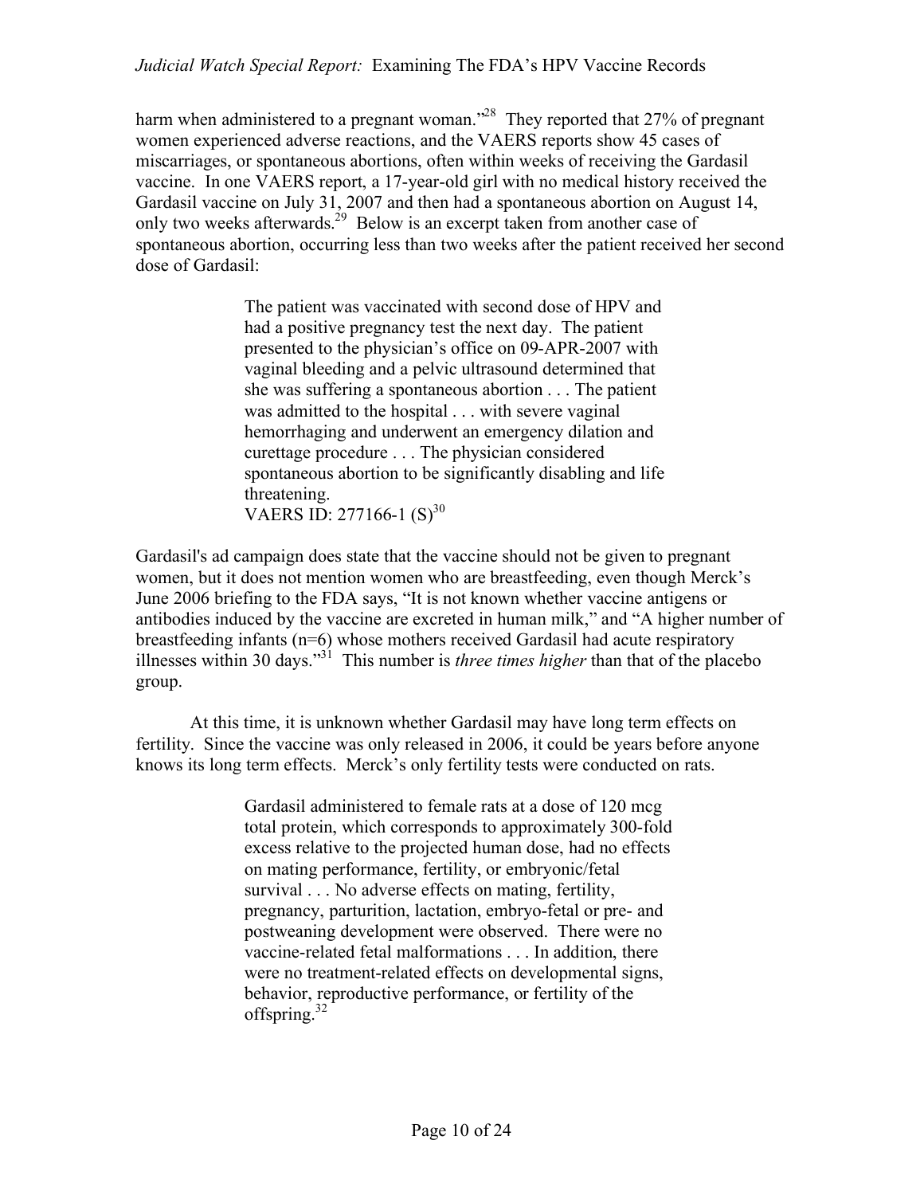harm when administered to a pregnant woman."[28] They reported that 27% of pregnant women experienced adverse reactions, and the VAERS reports show 45 cases of miscarriages, or spontaneous abortions, often within weeks of receiving the Gardasil vaccine. In one VAERS report, a 17-year-old girl with no medical history received the Gardasil vaccine on July 31, 2007 and then had a spontaneous abortion on August 14, only two weeks afterwards.[29] Below is an excerpt taken from another case of spontaneous abortion, occurring less than two weeks after the patient received her second dose of Gardasil:

> The patient was vaccinated with second dose of HPV and had a positive pregnancy test the next day. The patient presented to the physician's office on 09-APR-2007 with vaginal bleeding and a pelvic ultrasound determined that she was suffering a spontaneous abortion . . . The patient was admitted to the hospital . . . with severe vaginal hemorrhaging and underwent an emergency dilation and curettage procedure . . . The physician considered spontaneous abortion to be significantly disabling and life threatening.
> VAERS ID: 277166-1 (S)[30]

Gardasil's ad campaign does state that the vaccine should not be given to pregnant women, but it does not mention women who are breastfeeding, even though Merck's June 2006 briefing to the FDA says, "It is not known whether vaccine antigens or antibodies induced by the vaccine are excreted in human milk," and "A higher number of breastfeeding infants (n=6) whose mothers received Gardasil had acute respiratory illnesses within 30 days."[31] This number is *three times higher* than that of the placebo group.

At this time, it is unknown whether Gardasil may have long term effects on fertility. Since the vaccine was only released in 2006, it could be years before anyone knows its long term effects. Merck's only fertility tests were conducted on rats.

> Gardasil administered to female rats at a dose of 120 mcg total protein, which corresponds to approximately 300-fold excess relative to the projected human dose, had no effects on mating performance, fertility, or embryonic/fetal survival . . . No adverse effects on mating, fertility, pregnancy, parturition, lactation, embryo-fetal or pre- and postweaning development were observed. There were no vaccine-related fetal malformations . . . In addition, there were no treatment-related effects on developmental signs, behavior, reproductive performance, or fertility of the offspring.[32]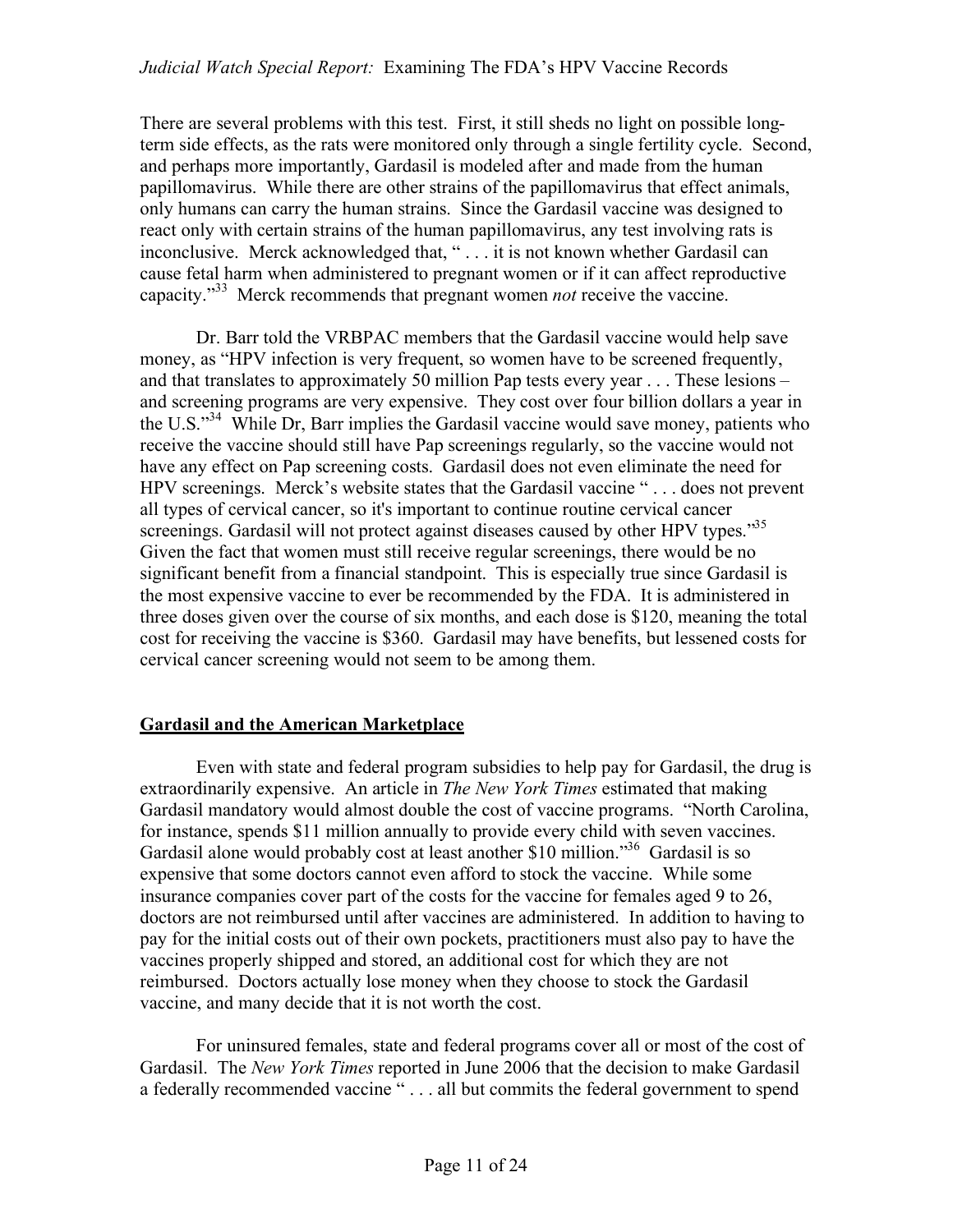There are several problems with this test. First, it still sheds no light on possible long-term side effects, as the rats were monitored only through a single fertility cycle. Second, and perhaps more importantly, Gardasil is modeled after and made from the human papillomavirus. While there are other strains of the papillomavirus that effect animals, only humans can carry the human strains. Since the Gardasil vaccine was designed to react only with certain strains of the human papillomavirus, any test involving rats is inconclusive. Merck acknowledged that, " . . . it is not known whether Gardasil can cause fetal harm when administered to pregnant women or if it can affect reproductive capacity."[33] Merck recommends that pregnant women *not* receive the vaccine.

Dr. Barr told the VRBPAC members that the Gardasil vaccine would help save money, as "HPV infection is very frequent, so women have to be screened frequently, and that translates to approximately 50 million Pap tests every year . . . These lesions – and screening programs are very expensive. They cost over four billion dollars a year in the U.S."[34] While Dr, Barr implies the Gardasil vaccine would save money, patients who receive the vaccine should still have Pap screenings regularly, so the vaccine would not have any effect on Pap screening costs. Gardasil does not even eliminate the need for HPV screenings. Merck's website states that the Gardasil vaccine " . . . does not prevent all types of cervical cancer, so it's important to continue routine cervical cancer screenings. Gardasil will not protect against diseases caused by other HPV types."[35] Given the fact that women must still receive regular screenings, there would be no significant benefit from a financial standpoint. This is especially true since Gardasil is the most expensive vaccine to ever be recommended by the FDA. It is administered in three doses given over the course of six months, and each dose is $120, meaning the total cost for receiving the vaccine is $360. Gardasil may have benefits, but lessened costs for cervical cancer screening would not seem to be among them.

## Gardasil and the American Marketplace

Even with state and federal program subsidies to help pay for Gardasil, the drug is extraordinarily expensive. An article in *The New York Times* estimated that making Gardasil mandatory would almost double the cost of vaccine programs. "North Carolina, for instance, spends $11 million annually to provide every child with seven vaccines. Gardasil alone would probably cost at least another $10 million."[36] Gardasil is so expensive that some doctors cannot even afford to stock the vaccine. While some insurance companies cover part of the costs for the vaccine for females aged 9 to 26, doctors are not reimbursed until after vaccines are administered. In addition to having to pay for the initial costs out of their own pockets, practitioners must also pay to have the vaccines properly shipped and stored, an additional cost for which they are not reimbursed. Doctors actually lose money when they choose to stock the Gardasil vaccine, and many decide that it is not worth the cost.

For uninsured females, state and federal programs cover all or most of the cost of Gardasil. The *New York Times* reported in June 2006 that the decision to make Gardasil a federally recommended vaccine " . . . all but commits the federal government to spend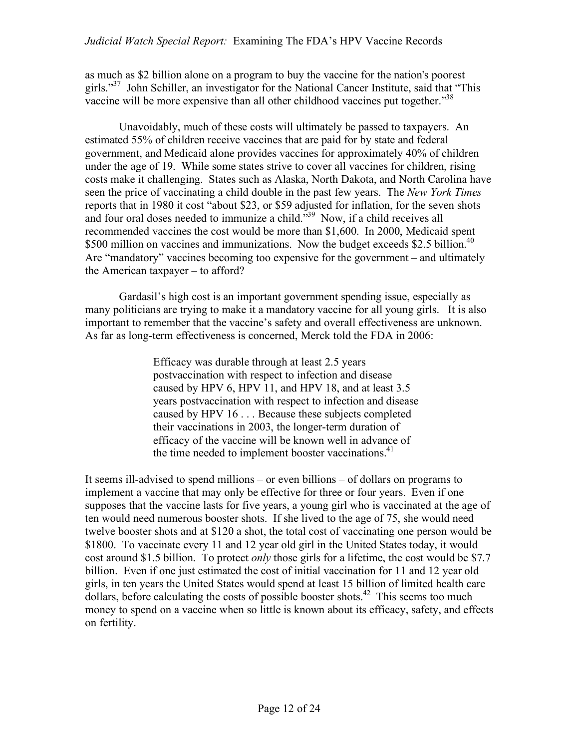as much as $2 billion alone on a program to buy the vaccine for the nation's poorest girls."[37] John Schiller, an investigator for the National Cancer Institute, said that "This vaccine will be more expensive than all other childhood vaccines put together."[38]

Unavoidably, much of these costs will ultimately be passed to taxpayers. An estimated 55% of children receive vaccines that are paid for by state and federal government, and Medicaid alone provides vaccines for approximately 40% of children under the age of 19. While some states strive to cover all vaccines for children, rising costs make it challenging. States such as Alaska, North Dakota, and North Carolina have seen the price of vaccinating a child double in the past few years. The *New York Times* reports that in 1980 it cost "about $23, or $59 adjusted for inflation, for the seven shots and four oral doses needed to immunize a child."[39] Now, if a child receives all recommended vaccines the cost would be more than $1,600. In 2000, Medicaid spent $500 million on vaccines and immunizations. Now the budget exceeds $2.5 billion.[40] Are "mandatory" vaccines becoming too expensive for the government – and ultimately the American taxpayer – to afford?

Gardasil's high cost is an important government spending issue, especially as many politicians are trying to make it a mandatory vaccine for all young girls. It is also important to remember that the vaccine's safety and overall effectiveness are unknown. As far as long-term effectiveness is concerned, Merck told the FDA in 2006:

> Efficacy was durable through at least 2.5 years postvaccination with respect to infection and disease caused by HPV 6, HPV 11, and HPV 18, and at least 3.5 years postvaccination with respect to infection and disease caused by HPV 16 . . . Because these subjects completed their vaccinations in 2003, the longer-term duration of efficacy of the vaccine will be known well in advance of the time needed to implement booster vaccinations.[41]

It seems ill-advised to spend millions – or even billions – of dollars on programs to implement a vaccine that may only be effective for three or four years. Even if one supposes that the vaccine lasts for five years, a young girl who is vaccinated at the age of ten would need numerous booster shots. If she lived to the age of 75, she would need twelve booster shots and at $120 a shot, the total cost of vaccinating one person would be $1800. To vaccinate every 11 and 12 year old girl in the United States today, it would cost around $1.5 billion. To protect *only* those girls for a lifetime, the cost would be $7.7 billion. Even if one just estimated the cost of initial vaccination for 11 and 12 year old girls, in ten years the United States would spend at least 15 billion of limited health care dollars, before calculating the costs of possible booster shots.[42] This seems too much money to spend on a vaccine when so little is known about its efficacy, safety, and effects on fertility.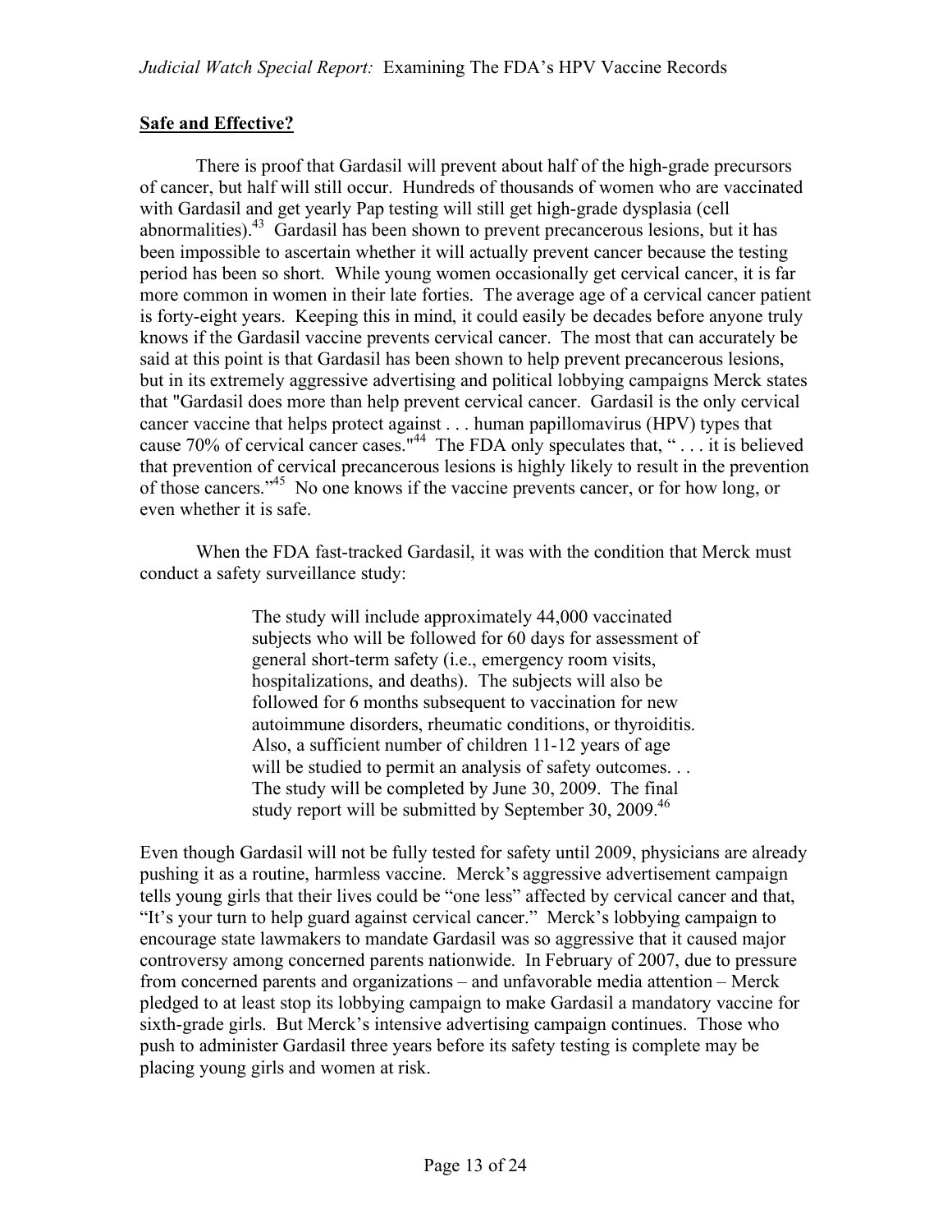## Safe and Effective?

There is proof that Gardasil will prevent about half of the high-grade precursors of cancer, but half will still occur. Hundreds of thousands of women who are vaccinated with Gardasil and get yearly Pap testing will still get high-grade dysplasia (cell abnormalities).[43] Gardasil has been shown to prevent precancerous lesions, but it has been impossible to ascertain whether it will actually prevent cancer because the testing period has been so short. While young women occasionally get cervical cancer, it is far more common in women in their late forties. The average age of a cervical cancer patient is forty-eight years. Keeping this in mind, it could easily be decades before anyone truly knows if the Gardasil vaccine prevents cervical cancer. The most that can accurately be said at this point is that Gardasil has been shown to help prevent precancerous lesions, but in its extremely aggressive advertising and political lobbying campaigns Merck states that "Gardasil does more than help prevent cervical cancer. Gardasil is the only cervical cancer vaccine that helps protect against . . . human papillomavirus (HPV) types that cause 70% of cervical cancer cases."[44] The FDA only speculates that, " . . . it is believed that prevention of cervical precancerous lesions is highly likely to result in the prevention of those cancers."[45] No one knows if the vaccine prevents cancer, or for how long, or even whether it is safe.

When the FDA fast-tracked Gardasil, it was with the condition that Merck must conduct a safety surveillance study:

> The study will include approximately 44,000 vaccinated subjects who will be followed for 60 days for assessment of general short-term safety (i.e., emergency room visits, hospitalizations, and deaths). The subjects will also be followed for 6 months subsequent to vaccination for new autoimmune disorders, rheumatic conditions, or thyroiditis. Also, a sufficient number of children 11-12 years of age will be studied to permit an analysis of safety outcomes. . . The study will be completed by June 30, 2009. The final study report will be submitted by September 30, 2009.[46]

Even though Gardasil will not be fully tested for safety until 2009, physicians are already pushing it as a routine, harmless vaccine. Merck's aggressive advertisement campaign tells young girls that their lives could be "one less" affected by cervical cancer and that, "It's your turn to help guard against cervical cancer." Merck's lobbying campaign to encourage state lawmakers to mandate Gardasil was so aggressive that it caused major controversy among concerned parents nationwide. In February of 2007, due to pressure from concerned parents and organizations – and unfavorable media attention – Merck pledged to at least stop its lobbying campaign to make Gardasil a mandatory vaccine for sixth-grade girls. But Merck's intensive advertising campaign continues. Those who push to administer Gardasil three years before its safety testing is complete may be placing young girls and women at risk.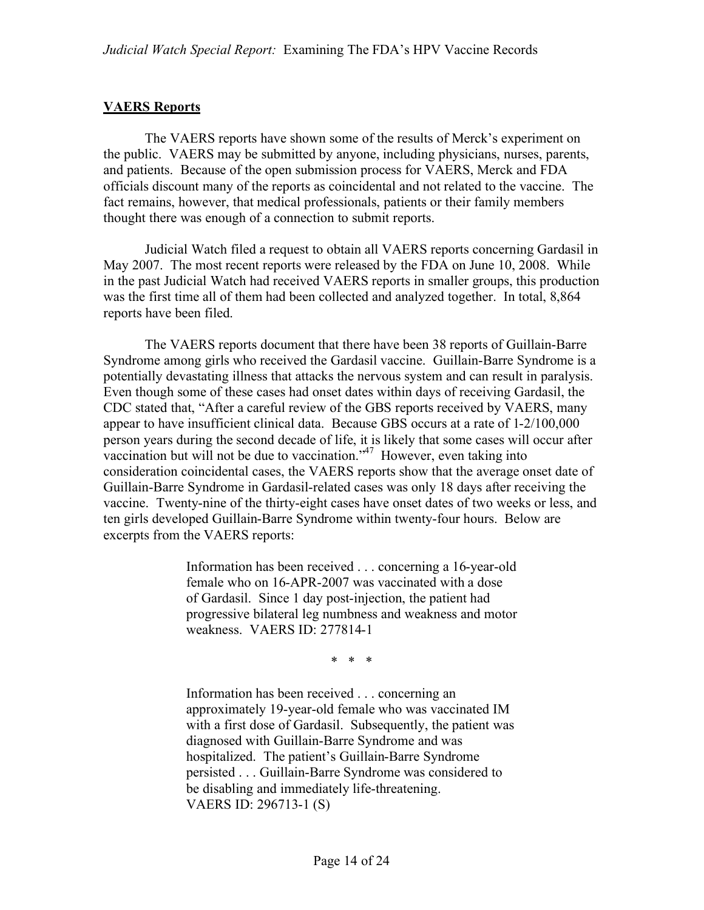## VAERS Reports

The VAERS reports have shown some of the results of Merck's experiment on the public. VAERS may be submitted by anyone, including physicians, nurses, parents, and patients. Because of the open submission process for VAERS, Merck and FDA officials discount many of the reports as coincidental and not related to the vaccine. The fact remains, however, that medical professionals, patients or their family members thought there was enough of a connection to submit reports.

Judicial Watch filed a request to obtain all VAERS reports concerning Gardasil in May 2007. The most recent reports were released by the FDA on June 10, 2008. While in the past Judicial Watch had received VAERS reports in smaller groups, this production was the first time all of them had been collected and analyzed together. In total, 8,864 reports have been filed.

The VAERS reports document that there have been 38 reports of Guillain-Barre Syndrome among girls who received the Gardasil vaccine. Guillain-Barre Syndrome is a potentially devastating illness that attacks the nervous system and can result in paralysis. Even though some of these cases had onset dates within days of receiving Gardasil, the CDC stated that, "After a careful review of the GBS reports received by VAERS, many appear to have insufficient clinical data. Because GBS occurs at a rate of 1-2/100,000 person years during the second decade of life, it is likely that some cases will occur after vaccination but will not be due to vaccination."[47] However, even taking into consideration coincidental cases, the VAERS reports show that the average onset date of Guillain-Barre Syndrome in Gardasil-related cases was only 18 days after receiving the vaccine. Twenty-nine of the thirty-eight cases have onset dates of two weeks or less, and ten girls developed Guillain-Barre Syndrome within twenty-four hours. Below are excerpts from the VAERS reports:

> Information has been received . . . concerning a 16-year-old female who on 16-APR-2007 was vaccinated with a dose of Gardasil. Since 1 day post-injection, the patient had progressive bilateral leg numbness and weakness and motor weakness. VAERS ID: 277814-1
>
> \* \* \*
>
> Information has been received . . . concerning an approximately 19-year-old female who was vaccinated IM with a first dose of Gardasil. Subsequently, the patient was diagnosed with Guillain-Barre Syndrome and was hospitalized. The patient's Guillain-Barre Syndrome persisted . . . Guillain-Barre Syndrome was considered to be disabling and immediately life-threatening. VAERS ID: 296713-1 (S)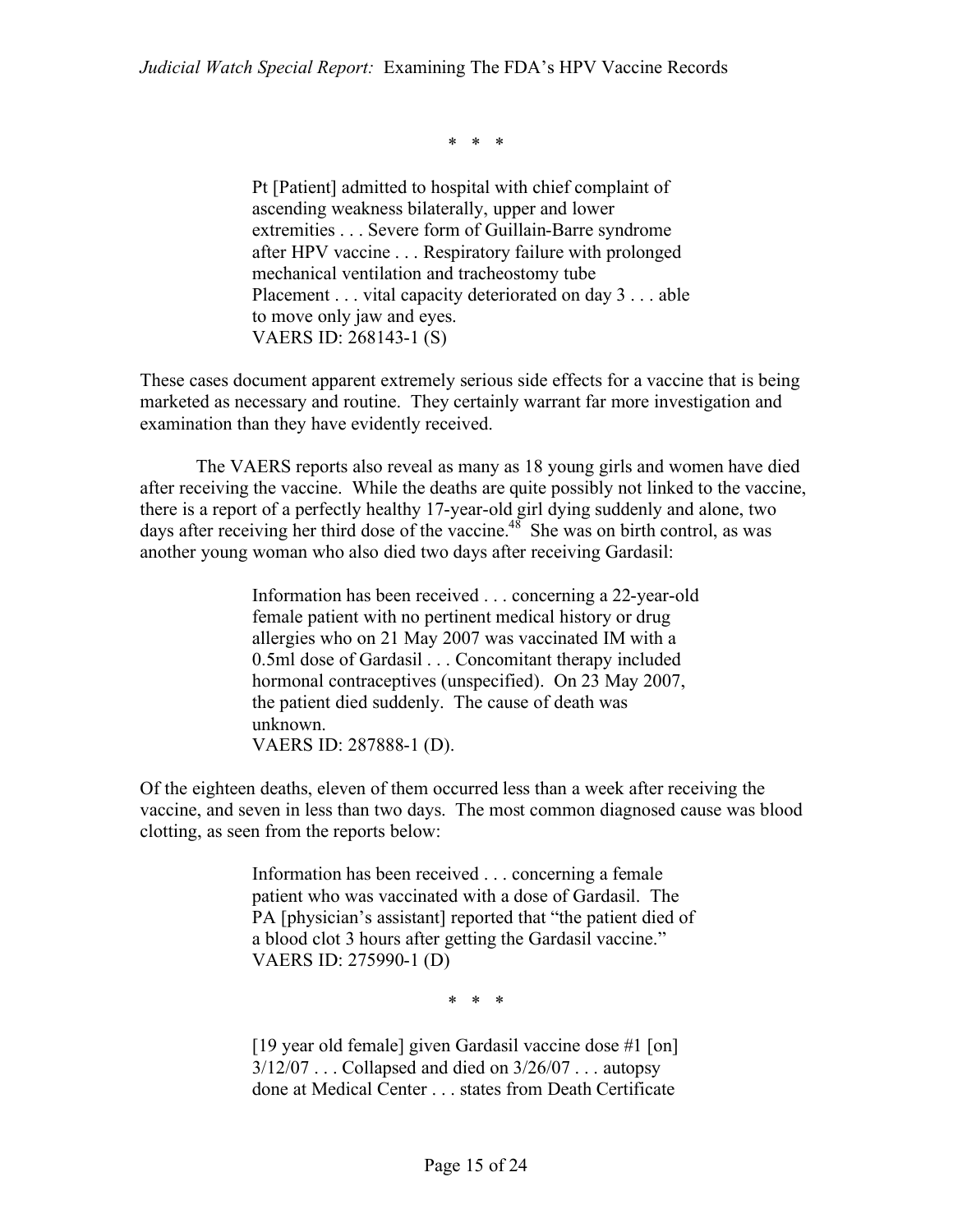\* \* \*

> Pt [Patient] admitted to hospital with chief complaint of ascending weakness bilaterally, upper and lower extremities . . . Severe form of Guillain-Barre syndrome after HPV vaccine . . . Respiratory failure with prolonged mechanical ventilation and tracheostomy tube Placement . . . vital capacity deteriorated on day 3 . . . able to move only jaw and eyes.
> VAERS ID: 268143-1 (S)

These cases document apparent extremely serious side effects for a vaccine that is being marketed as necessary and routine. They certainly warrant far more investigation and examination than they have evidently received.

The VAERS reports also reveal as many as 18 young girls and women have died after receiving the vaccine. While the deaths are quite possibly not linked to the vaccine, there is a report of a perfectly healthy 17-year-old girl dying suddenly and alone, two days after receiving her third dose of the vaccine.[48] She was on birth control, as was another young woman who also died two days after receiving Gardasil:

> Information has been received . . . concerning a 22-year-old female patient with no pertinent medical history or drug allergies who on 21 May 2007 was vaccinated IM with a 0.5ml dose of Gardasil . . . Concomitant therapy included hormonal contraceptives (unspecified). On 23 May 2007, the patient died suddenly. The cause of death was unknown.
> VAERS ID: 287888-1 (D).

Of the eighteen deaths, eleven of them occurred less than a week after receiving the vaccine, and seven in less than two days. The most common diagnosed cause was blood clotting, as seen from the reports below:

> Information has been received . . . concerning a female patient who was vaccinated with a dose of Gardasil. The PA [physician's assistant] reported that "the patient died of a blood clot 3 hours after getting the Gardasil vaccine."
> VAERS ID: 275990-1 (D)

\* \* \*

> [19 year old female] given Gardasil vaccine dose #1 [on] 3/12/07 . . . Collapsed and died on 3/26/07 . . . autopsy done at Medical Center . . . states from Death Certificate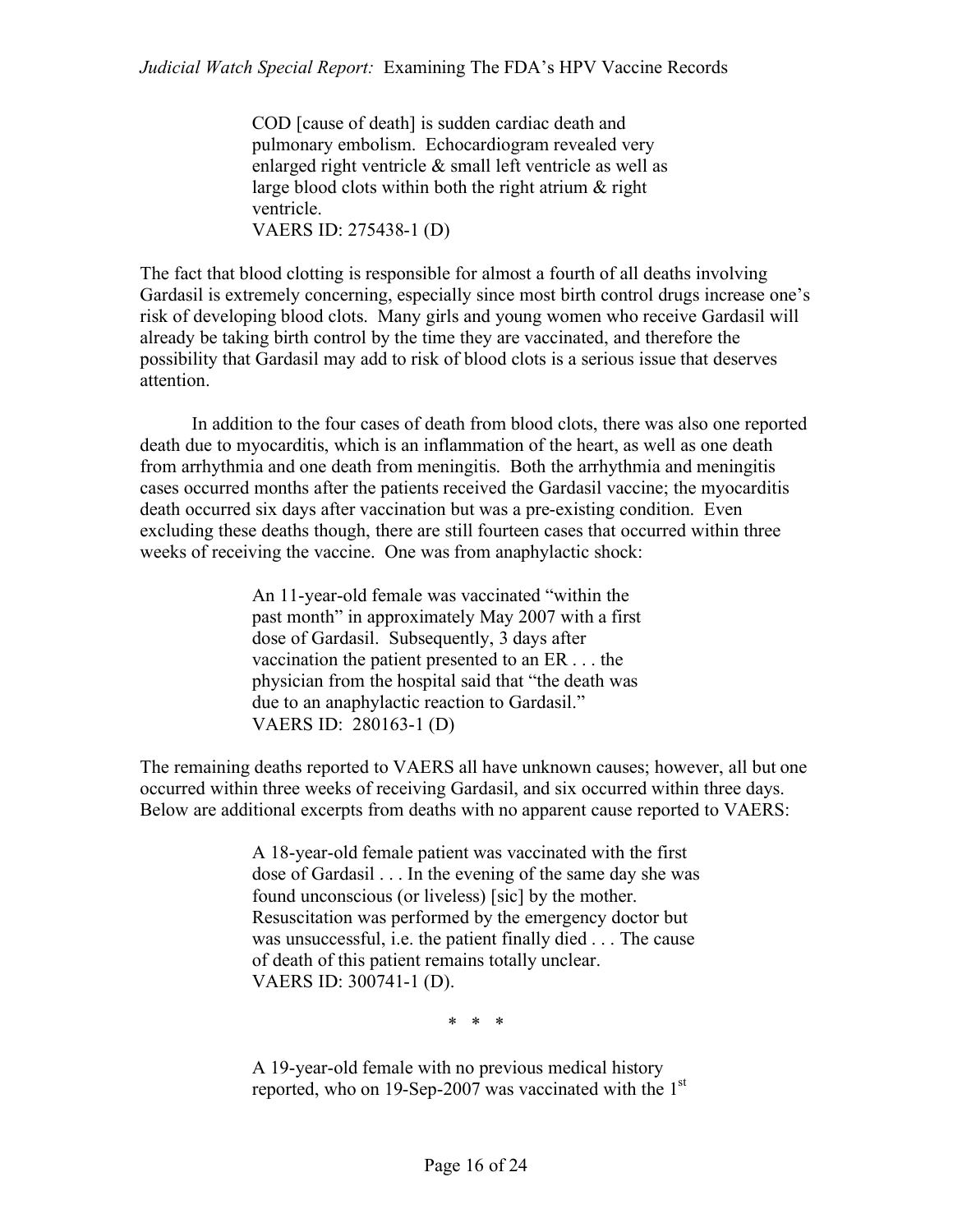> COD [cause of death] is sudden cardiac death and pulmonary embolism. Echocardiogram revealed very enlarged right ventricle & small left ventricle as well as large blood clots within both the right atrium & right ventricle.
> VAERS ID: 275438-1 (D)

The fact that blood clotting is responsible for almost a fourth of all deaths involving Gardasil is extremely concerning, especially since most birth control drugs increase one's risk of developing blood clots. Many girls and young women who receive Gardasil will already be taking birth control by the time they are vaccinated, and therefore the possibility that Gardasil may add to risk of blood clots is a serious issue that deserves attention.

In addition to the four cases of death from blood clots, there was also one reported death due to myocarditis, which is an inflammation of the heart, as well as one death from arrhythmia and one death from meningitis. Both the arrhythmia and meningitis cases occurred months after the patients received the Gardasil vaccine; the myocarditis death occurred six days after vaccination but was a pre-existing condition. Even excluding these deaths though, there are still fourteen cases that occurred within three weeks of receiving the vaccine. One was from anaphylactic shock:

> An 11-year-old female was vaccinated "within the past month" in approximately May 2007 with a first dose of Gardasil. Subsequently, 3 days after vaccination the patient presented to an ER . . . the physician from the hospital said that "the death was due to an anaphylactic reaction to Gardasil."
> VAERS ID: 280163-1 (D)

The remaining deaths reported to VAERS all have unknown causes; however, all but one occurred within three weeks of receiving Gardasil, and six occurred within three days. Below are additional excerpts from deaths with no apparent cause reported to VAERS:

> A 18-year-old female patient was vaccinated with the first dose of Gardasil . . . In the evening of the same day she was found unconscious (or liveless) [sic] by the mother. Resuscitation was performed by the emergency doctor but was unsuccessful, i.e. the patient finally died . . . The cause of death of this patient remains totally unclear.
> VAERS ID: 300741-1 (D).

\* \* \*

> A 19-year-old female with no previous medical history reported, who on 19-Sep-2007 was vaccinated with the 1st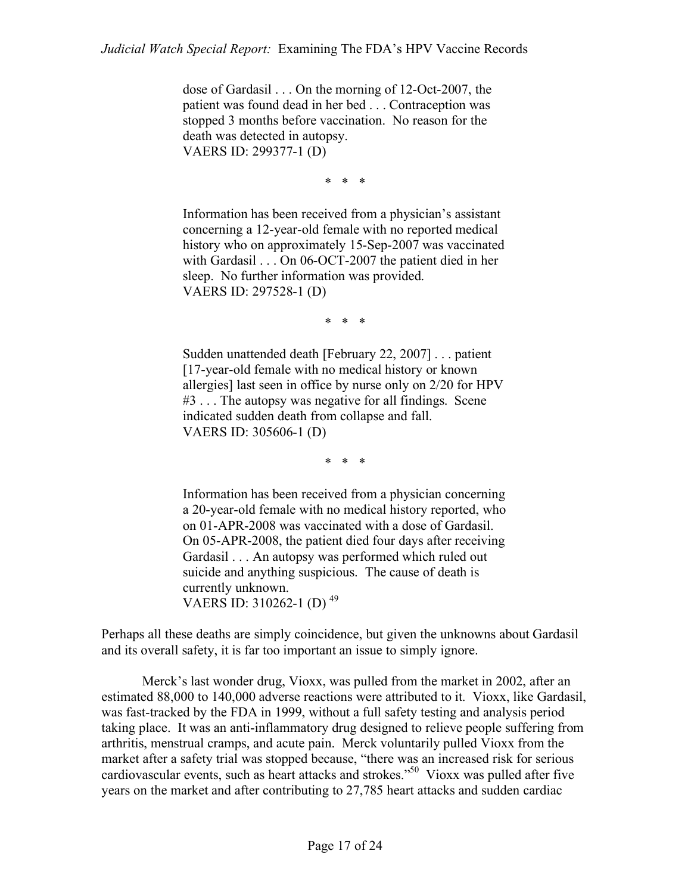> dose of Gardasil . . . On the morning of 12-Oct-2007, the patient was found dead in her bed . . . Contraception was stopped 3 months before vaccination. No reason for the death was detected in autopsy.
> VAERS ID: 299377-1 (D)

\* \* \*

> Information has been received from a physician's assistant concerning a 12-year-old female with no reported medical history who on approximately 15-Sep-2007 was vaccinated with Gardasil . . . On 06-OCT-2007 the patient died in her sleep. No further information was provided.
> VAERS ID: 297528-1 (D)

\* \* \*

> Sudden unattended death [February 22, 2007] . . . patient [17-year-old female with no medical history or known allergies] last seen in office by nurse only on 2/20 for HPV #3 . . . The autopsy was negative for all findings. Scene indicated sudden death from collapse and fall.
> VAERS ID: 305606-1 (D)

\* \* \*

> Information has been received from a physician concerning a 20-year-old female with no medical history reported, who on 01-APR-2008 was vaccinated with a dose of Gardasil. On 05-APR-2008, the patient died four days after receiving Gardasil . . . An autopsy was performed which ruled out suicide and anything suspicious. The cause of death is currently unknown.
> VAERS ID: 310262-1 (D) [49]

Perhaps all these deaths are simply coincidence, but given the unknowns about Gardasil and its overall safety, it is far too important an issue to simply ignore.

Merck's last wonder drug, Vioxx, was pulled from the market in 2002, after an estimated 88,000 to 140,000 adverse reactions were attributed to it. Vioxx, like Gardasil, was fast-tracked by the FDA in 1999, without a full safety testing and analysis period taking place. It was an anti-inflammatory drug designed to relieve people suffering from arthritis, menstrual cramps, and acute pain. Merck voluntarily pulled Vioxx from the market after a safety trial was stopped because, "there was an increased risk for serious cardiovascular events, such as heart attacks and strokes."[50] Vioxx was pulled after five years on the market and after contributing to 27,785 heart attacks and sudden cardiac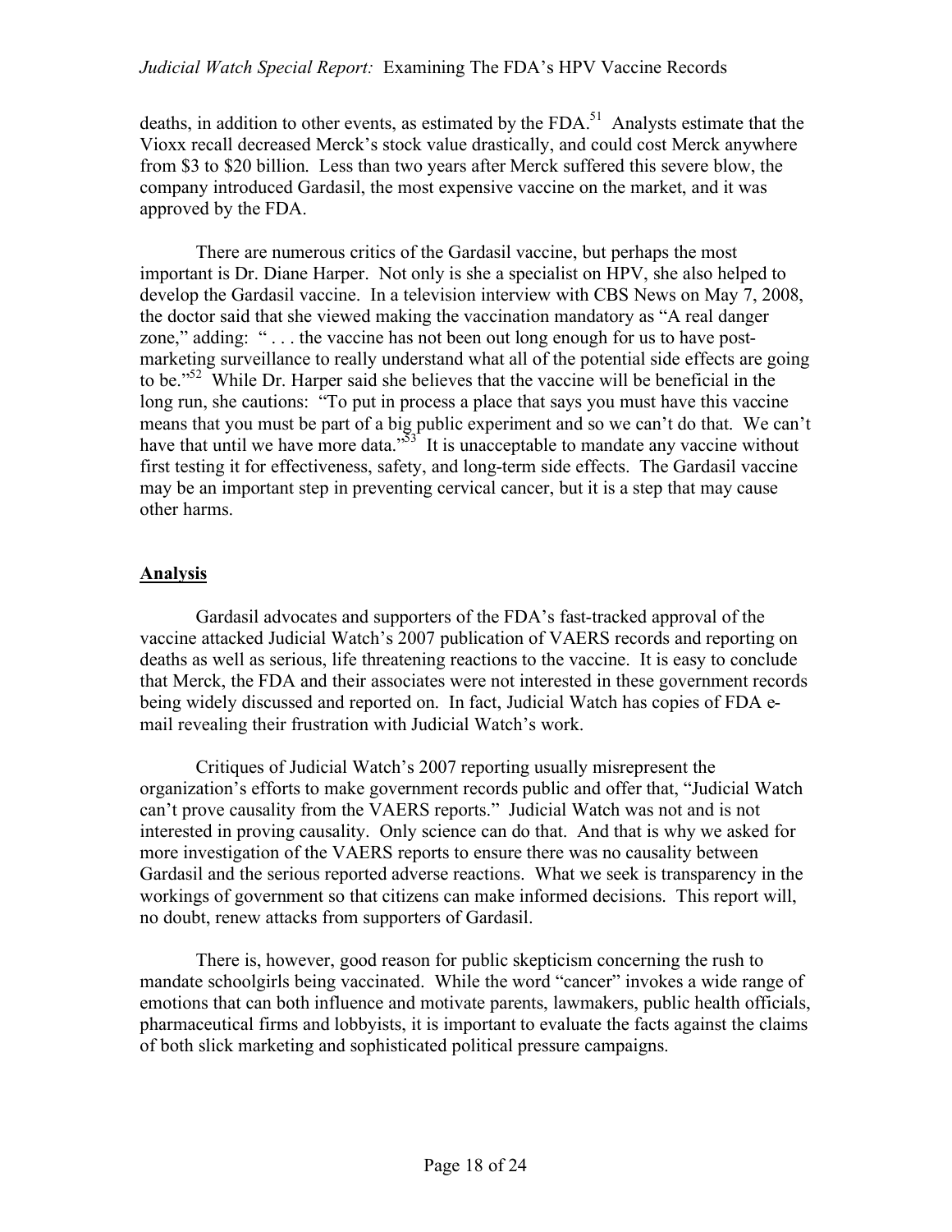deaths, in addition to other events, as estimated by the FDA.[51] Analysts estimate that the Vioxx recall decreased Merck's stock value drastically, and could cost Merck anywhere from $3 to $20 billion. Less than two years after Merck suffered this severe blow, the company introduced Gardasil, the most expensive vaccine on the market, and it was approved by the FDA.

There are numerous critics of the Gardasil vaccine, but perhaps the most important is Dr. Diane Harper. Not only is she a specialist on HPV, she also helped to develop the Gardasil vaccine. In a television interview with CBS News on May 7, 2008, the doctor said that she viewed making the vaccination mandatory as "A real danger zone," adding: " . . . the vaccine has not been out long enough for us to have post-marketing surveillance to really understand what all of the potential side effects are going to be."[52] While Dr. Harper said she believes that the vaccine will be beneficial in the long run, she cautions: "To put in process a place that says you must have this vaccine means that you must be part of a big public experiment and so we can't do that. We can't have that until we have more data."[53] It is unacceptable to mandate any vaccine without first testing it for effectiveness, safety, and long-term side effects. The Gardasil vaccine may be an important step in preventing cervical cancer, but it is a step that may cause other harms.

## Analysis

Gardasil advocates and supporters of the FDA's fast-tracked approval of the vaccine attacked Judicial Watch's 2007 publication of VAERS records and reporting on deaths as well as serious, life threatening reactions to the vaccine. It is easy to conclude that Merck, the FDA and their associates were not interested in these government records being widely discussed and reported on. In fact, Judicial Watch has copies of FDA e-mail revealing their frustration with Judicial Watch's work.

Critiques of Judicial Watch's 2007 reporting usually misrepresent the organization's efforts to make government records public and offer that, "Judicial Watch can't prove causality from the VAERS reports." Judicial Watch was not and is not interested in proving causality. Only science can do that. And that is why we asked for more investigation of the VAERS reports to ensure there was no causality between Gardasil and the serious reported adverse reactions. What we seek is transparency in the workings of government so that citizens can make informed decisions. This report will, no doubt, renew attacks from supporters of Gardasil.

There is, however, good reason for public skepticism concerning the rush to mandate schoolgirls being vaccinated. While the word "cancer" invokes a wide range of emotions that can both influence and motivate parents, lawmakers, public health officials, pharmaceutical firms and lobbyists, it is important to evaluate the facts against the claims of both slick marketing and sophisticated political pressure campaigns.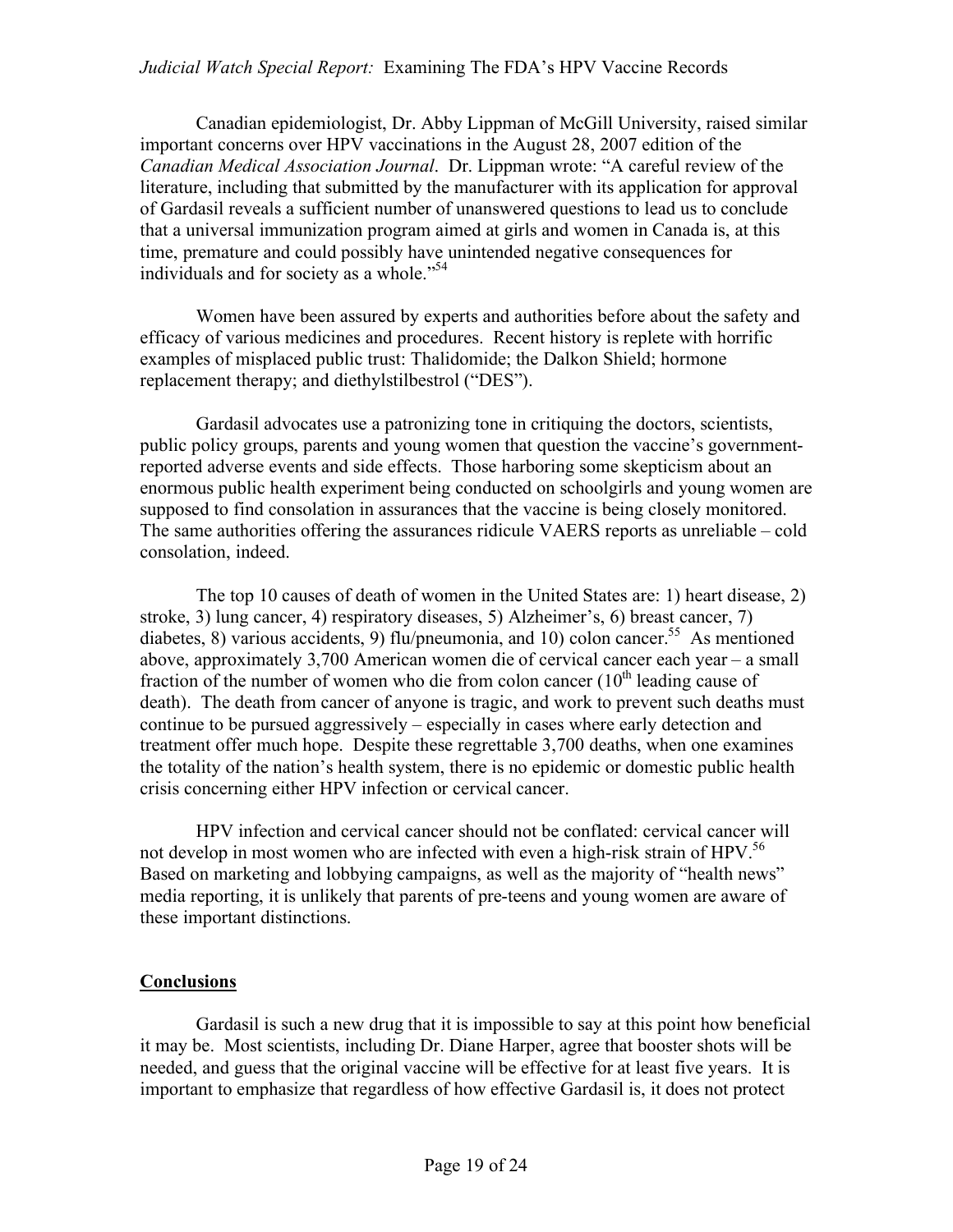Canadian epidemiologist, Dr. Abby Lippman of McGill University, raised similar important concerns over HPV vaccinations in the August 28, 2007 edition of the *Canadian Medical Association Journal*. Dr. Lippman wrote: "A careful review of the literature, including that submitted by the manufacturer with its application for approval of Gardasil reveals a sufficient number of unanswered questions to lead us to conclude that a universal immunization program aimed at girls and women in Canada is, at this time, premature and could possibly have unintended negative consequences for individuals and for society as a whole."[54]

Women have been assured by experts and authorities before about the safety and efficacy of various medicines and procedures. Recent history is replete with horrific examples of misplaced public trust: Thalidomide; the Dalkon Shield; hormone replacement therapy; and diethylstilbestrol ("DES").

Gardasil advocates use a patronizing tone in critiquing the doctors, scientists, public policy groups, parents and young women that question the vaccine's government-reported adverse events and side effects. Those harboring some skepticism about an enormous public health experiment being conducted on schoolgirls and young women are supposed to find consolation in assurances that the vaccine is being closely monitored. The same authorities offering the assurances ridicule VAERS reports as unreliable – cold consolation, indeed.

The top 10 causes of death of women in the United States are: 1) heart disease, 2) stroke, 3) lung cancer, 4) respiratory diseases, 5) Alzheimer's, 6) breast cancer, 7) diabetes, 8) various accidents, 9) flu/pneumonia, and 10) colon cancer.[55] As mentioned above, approximately 3,700 American women die of cervical cancer each year – a small fraction of the number of women who die from colon cancer (10th leading cause of death). The death from cancer of anyone is tragic, and work to prevent such deaths must continue to be pursued aggressively – especially in cases where early detection and treatment offer much hope. Despite these regrettable 3,700 deaths, when one examines the totality of the nation's health system, there is no epidemic or domestic public health crisis concerning either HPV infection or cervical cancer.

HPV infection and cervical cancer should not be conflated: cervical cancer will not develop in most women who are infected with even a high-risk strain of HPV.[56] Based on marketing and lobbying campaigns, as well as the majority of "health news" media reporting, it is unlikely that parents of pre-teens and young women are aware of these important distinctions.

## Conclusions

Gardasil is such a new drug that it is impossible to say at this point how beneficial it may be. Most scientists, including Dr. Diane Harper, agree that booster shots will be needed, and guess that the original vaccine will be effective for at least five years. It is important to emphasize that regardless of how effective Gardasil is, it does not protect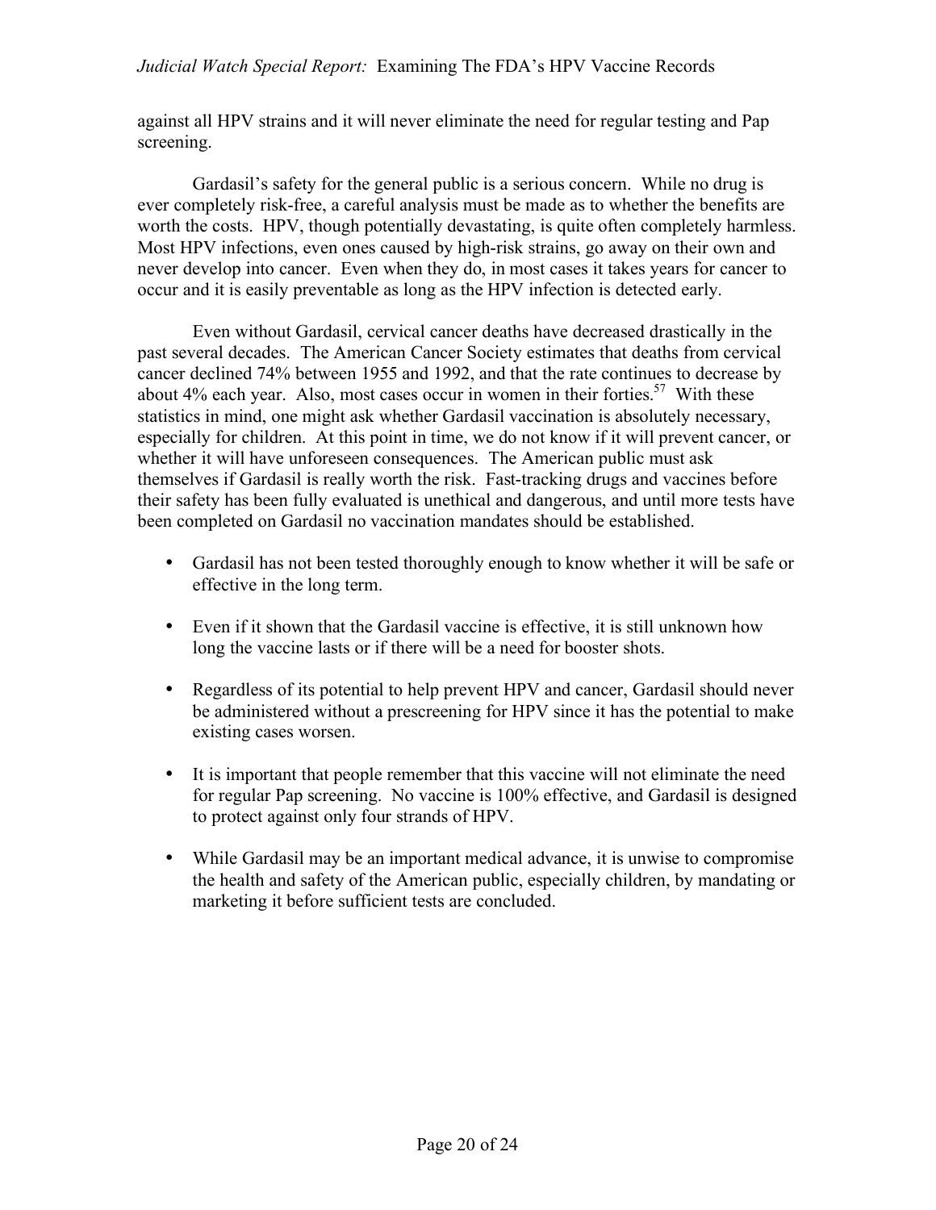against all HPV strains and it will never eliminate the need for regular testing and Pap screening.

Gardasil's safety for the general public is a serious concern. While no drug is ever completely risk-free, a careful analysis must be made as to whether the benefits are worth the costs. HPV, though potentially devastating, is quite often completely harmless. Most HPV infections, even ones caused by high-risk strains, go away on their own and never develop into cancer. Even when they do, in most cases it takes years for cancer to occur and it is easily preventable as long as the HPV infection is detected early.

Even without Gardasil, cervical cancer deaths have decreased drastically in the past several decades. The American Cancer Society estimates that deaths from cervical cancer declined 74% between 1955 and 1992, and that the rate continues to decrease by about 4% each year. Also, most cases occur in women in their forties.[57] With these statistics in mind, one might ask whether Gardasil vaccination is absolutely necessary, especially for children. At this point in time, we do not know if it will prevent cancer, or whether it will have unforeseen consequences. The American public must ask themselves if Gardasil is really worth the risk. Fast-tracking drugs and vaccines before their safety has been fully evaluated is unethical and dangerous, and until more tests have been completed on Gardasil no vaccination mandates should be established.

- Gardasil has not been tested thoroughly enough to know whether it will be safe or effective in the long term.
- Even if it shown that the Gardasil vaccine is effective, it is still unknown how long the vaccine lasts or if there will be a need for booster shots.
- Regardless of its potential to help prevent HPV and cancer, Gardasil should never be administered without a prescreening for HPV since it has the potential to make existing cases worsen.
- It is important that people remember that this vaccine will not eliminate the need for regular Pap screening. No vaccine is 100% effective, and Gardasil is designed to protect against only four strands of HPV.
- While Gardasil may be an important medical advance, it is unwise to compromise the health and safety of the American public, especially children, by mandating or marketing it before sufficient tests are concluded.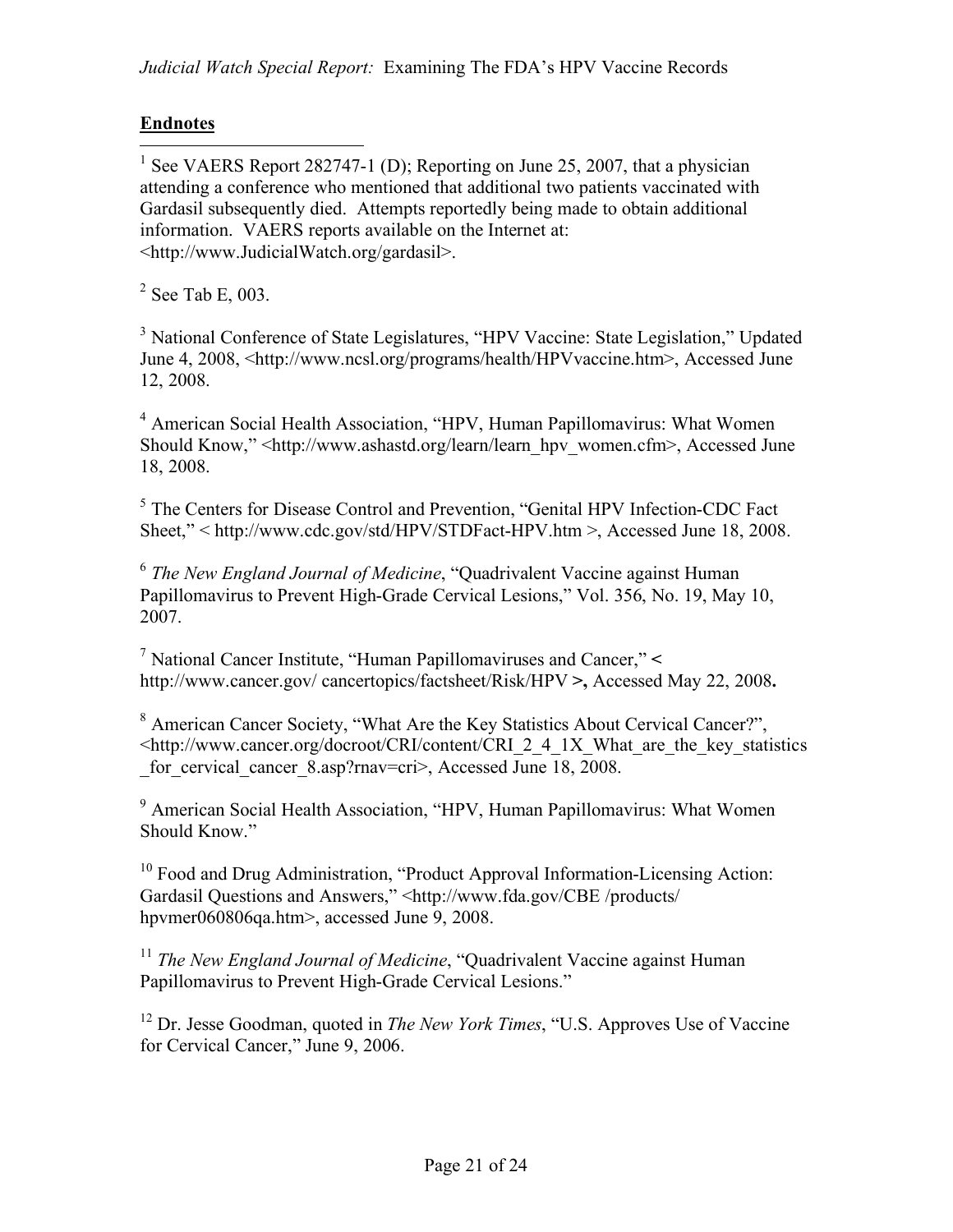**Endnotes**

[1] See VAERS Report 282747-1 (D); Reporting on June 25, 2007, that a physician attending a conference who mentioned that additional two patients vaccinated with Gardasil subsequently died. Attempts reportedly being made to obtain additional information. VAERS reports available on the Internet at: <http://www.JudicialWatch.org/gardasil>.

[2] See Tab E, 003.

[3] National Conference of State Legislatures, "HPV Vaccine: State Legislation," Updated June 4, 2008, <http://www.ncsl.org/programs/health/HPVvaccine.htm>, Accessed June 12, 2008.

[4] American Social Health Association, "HPV, Human Papillomavirus: What Women Should Know," <http://www.ashastd.org/learn/learn_hpv_women.cfm>, Accessed June 18, 2008.

[5] The Centers for Disease Control and Prevention, "Genital HPV Infection-CDC Fact Sheet," < http://www.cdc.gov/std/HPV/STDFact-HPV.htm >, Accessed June 18, 2008.

[6] *The New England Journal of Medicine*, "Quadrivalent Vaccine against Human Papillomavirus to Prevent High-Grade Cervical Lesions," Vol. 356, No. 19, May 10, 2007.

[7] National Cancer Institute, "Human Papillomaviruses and Cancer," **<** http://www.cancer.gov/ cancertopics/factsheet/Risk/HPV **>,** Accessed May 22, 2008**.**

[8] American Cancer Society, "What Are the Key Statistics About Cervical Cancer?", <http://www.cancer.org/docroot/CRI/content/CRI_2_4_1X_What_are_the_key_statistics_for_cervical_cancer_8.asp?rnav=cri>, Accessed June 18, 2008.

[9] American Social Health Association, "HPV, Human Papillomavirus: What Women Should Know."

[10] Food and Drug Administration, "Product Approval Information-Licensing Action: Gardasil Questions and Answers," <http://www.fda.gov/CBE /products/ hpvmer060806qa.htm>, accessed June 9, 2008.

[11] *The New England Journal of Medicine*, "Quadrivalent Vaccine against Human Papillomavirus to Prevent High-Grade Cervical Lesions."

[12] Dr. Jesse Goodman, quoted in *The New York Times*, "U.S. Approves Use of Vaccine for Cervical Cancer," June 9, 2006.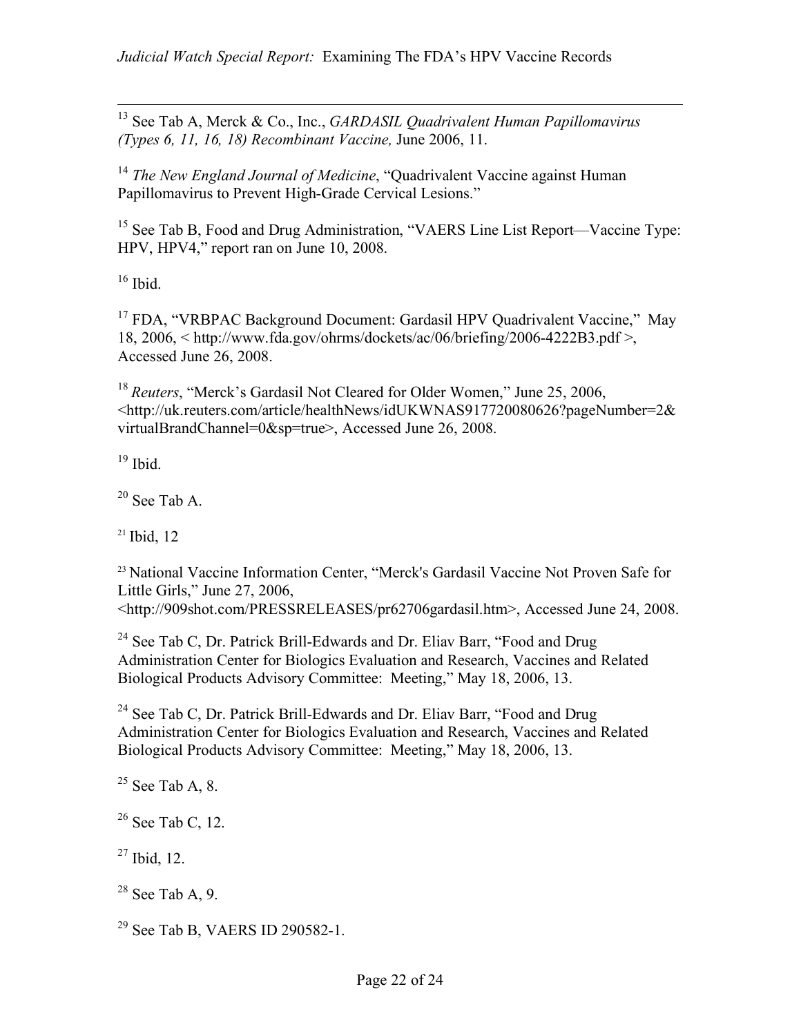[13] See Tab A, Merck & Co., Inc., *GARDASIL Quadrivalent Human Papillomavirus (Types 6, 11, 16, 18) Recombinant Vaccine,* June 2006, 11.

[14] *The New England Journal of Medicine*, "Quadrivalent Vaccine against Human Papillomavirus to Prevent High-Grade Cervical Lesions."

[15] See Tab B, Food and Drug Administration, "VAERS Line List Report—Vaccine Type: HPV, HPV4," report ran on June 10, 2008.

[16] Ibid.

[17] FDA, "VRBPAC Background Document: Gardasil HPV Quadrivalent Vaccine," May 18, 2006, < http://www.fda.gov/ohrms/dockets/ac/06/briefing/2006-4222B3.pdf >, Accessed June 26, 2008.

[18] *Reuters*, "Merck's Gardasil Not Cleared for Older Women," June 25, 2006, <http://uk.reuters.com/article/healthNews/idUKWNAS917720080626?pageNumber=2&virtualBrandChannel=0&sp=true>, Accessed June 26, 2008.

[19] Ibid.

[20] See Tab A.

[21] Ibid, 12

[23] National Vaccine Information Center, "Merck's Gardasil Vaccine Not Proven Safe for Little Girls," June 27, 2006, <http://909shot.com/PRESSRELEASES/pr62706gardasil.htm>, Accessed June 24, 2008.

[24] See Tab C, Dr. Patrick Brill-Edwards and Dr. Eliav Barr, "Food and Drug Administration Center for Biologics Evaluation and Research, Vaccines and Related Biological Products Advisory Committee: Meeting," May 18, 2006, 13.

[24] See Tab C, Dr. Patrick Brill-Edwards and Dr. Eliav Barr, "Food and Drug Administration Center for Biologics Evaluation and Research, Vaccines and Related Biological Products Advisory Committee: Meeting," May 18, 2006, 13.

[25] See Tab A, 8.

[26] See Tab C, 12.

[27] Ibid, 12.

[28] See Tab A, 9.

[29] See Tab B, VAERS ID 290582-1.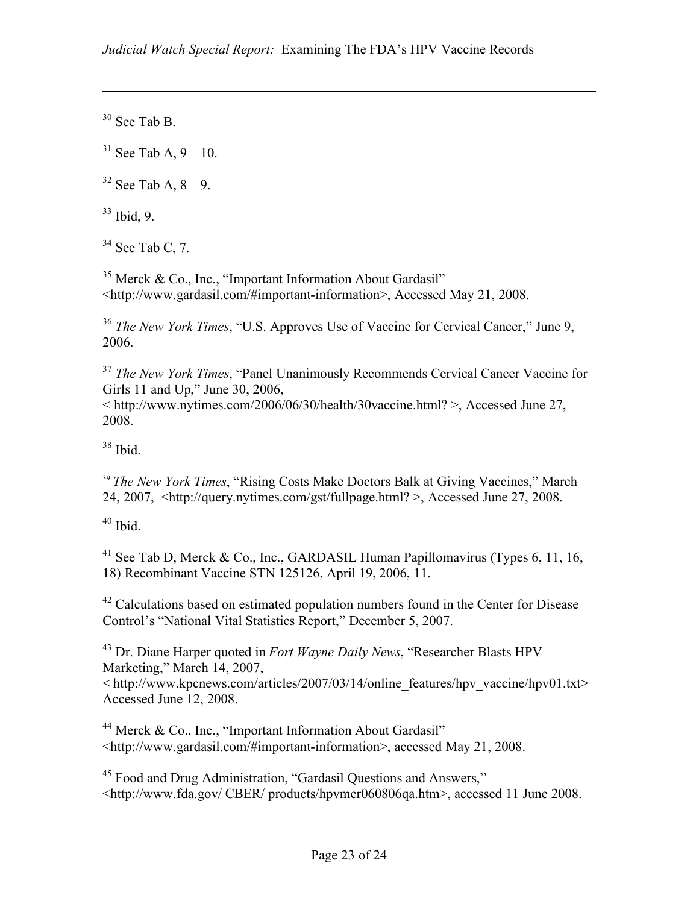[30] See Tab B.

[31] See Tab A, 9 – 10.

[32] See Tab A, 8 – 9.

[33] Ibid, 9.

[34] See Tab C, 7.

[35] Merck & Co., Inc., "Important Information About Gardasil" <http://www.gardasil.com/#important-information>, Accessed May 21, 2008.

[36] *The New York Times*, "U.S. Approves Use of Vaccine for Cervical Cancer," June 9, 2006.

[37] *The New York Times*, "Panel Unanimously Recommends Cervical Cancer Vaccine for Girls 11 and Up," June 30, 2006, < http://www.nytimes.com/2006/06/30/health/30vaccine.html? >, Accessed June 27, 2008.

[38] Ibid.

[39] *The New York Times*, "Rising Costs Make Doctors Balk at Giving Vaccines," March 24, 2007, <http://query.nytimes.com/gst/fullpage.html? >, Accessed June 27, 2008.

[40] Ibid.

[41] See Tab D, Merck & Co., Inc., GARDASIL Human Papillomavirus (Types 6, 11, 16, 18) Recombinant Vaccine STN 125126, April 19, 2006, 11.

[42] Calculations based on estimated population numbers found in the Center for Disease Control's "National Vital Statistics Report," December 5, 2007.

[43] Dr. Diane Harper quoted in *Fort Wayne Daily News*, "Researcher Blasts HPV Marketing," March 14, 2007, < http://www.kpcnews.com/articles/2007/03/14/online_features/hpv_vaccine/hpv01.txt> Accessed June 12, 2008.

[44] Merck & Co., Inc., "Important Information About Gardasil" <http://www.gardasil.com/#important-information>, accessed May 21, 2008.

[45] Food and Drug Administration, "Gardasil Questions and Answers," <http://www.fda.gov/ CBER/ products/hpvmer060806qa.htm>, accessed 11 June 2008.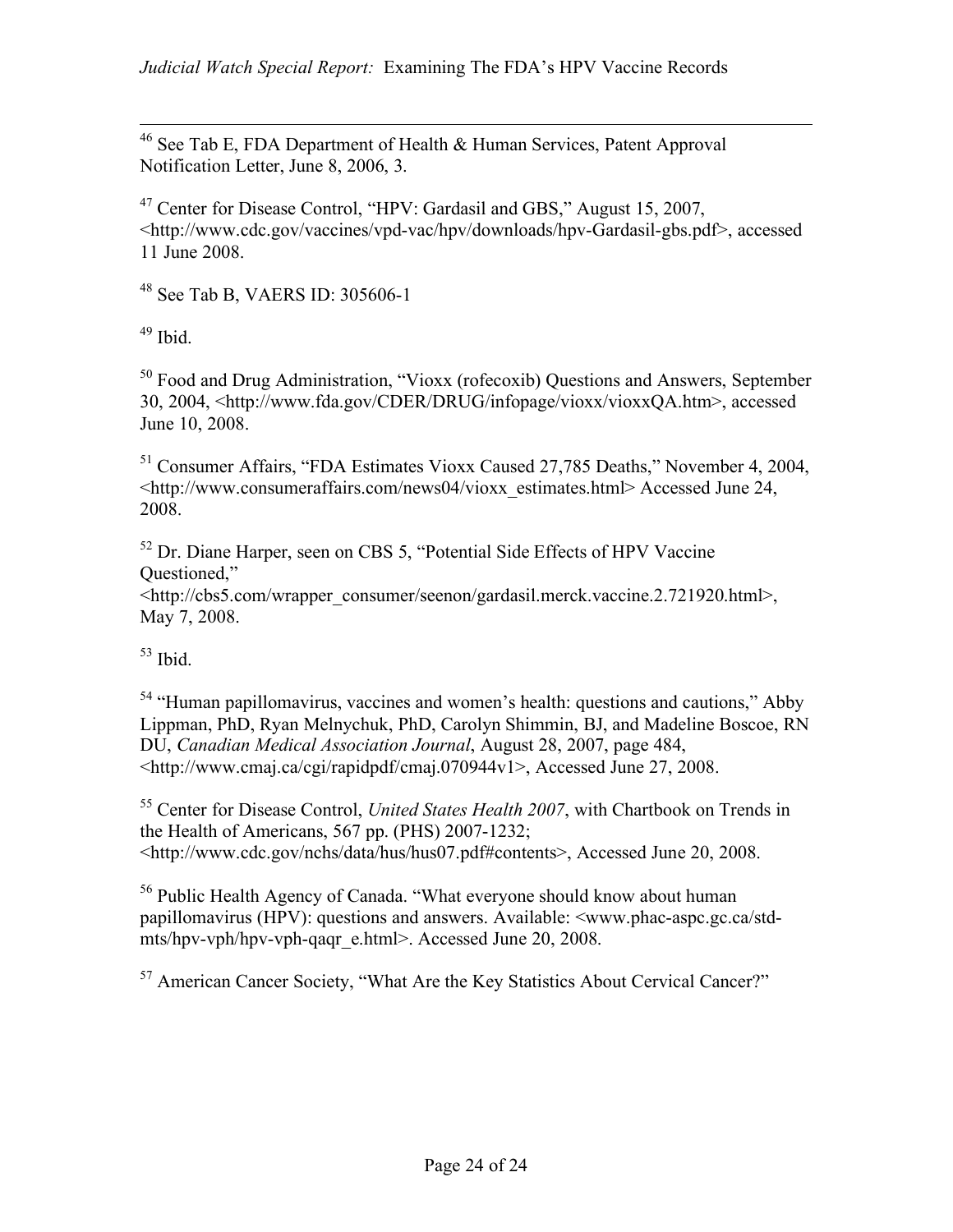[46] See Tab E, FDA Department of Health & Human Services, Patent Approval Notification Letter, June 8, 2006, 3.

[47] Center for Disease Control, "HPV: Gardasil and GBS," August 15, 2007, <http://www.cdc.gov/vaccines/vpd-vac/hpv/downloads/hpv-Gardasil-gbs.pdf>, accessed 11 June 2008.

[48] See Tab B, VAERS ID: 305606-1

[49] Ibid.

[50] Food and Drug Administration, "Vioxx (rofecoxib) Questions and Answers, September 30, 2004, <http://www.fda.gov/CDER/DRUG/infopage/vioxx/vioxxQA.htm>, accessed June 10, 2008.

[51] Consumer Affairs, "FDA Estimates Vioxx Caused 27,785 Deaths," November 4, 2004, <http://www.consumeraffairs.com/news04/vioxx_estimates.html> Accessed June 24, 2008.

[52] Dr. Diane Harper, seen on CBS 5, "Potential Side Effects of HPV Vaccine Questioned," <http://cbs5.com/wrapper_consumer/seenon/gardasil.merck.vaccine.2.721920.html>, May 7, 2008.

[53] Ibid.

[54] "Human papillomavirus, vaccines and women's health: questions and cautions," Abby Lippman, PhD, Ryan Melnychuk, PhD, Carolyn Shimmin, BJ, and Madeline Boscoe, RN DU, *Canadian Medical Association Journal*, August 28, 2007, page 484, <http://www.cmaj.ca/cgi/rapidpdf/cmaj.070944v1>, Accessed June 27, 2008.

[55] Center for Disease Control, *United States Health 2007*, with Chartbook on Trends in the Health of Americans, 567 pp. (PHS) 2007-1232; <http://www.cdc.gov/nchs/data/hus/hus07.pdf#contents>, Accessed June 20, 2008.

[56] Public Health Agency of Canada. "What everyone should know about human papillomavirus (HPV): questions and answers. Available: <www.phac-aspc.gc.ca/std-mts/hpv-vph/hpv-vph-qaqr_e.html>. Accessed June 20, 2008.

[57] American Cancer Society, "What Are the Key Statistics About Cervical Cancer?"